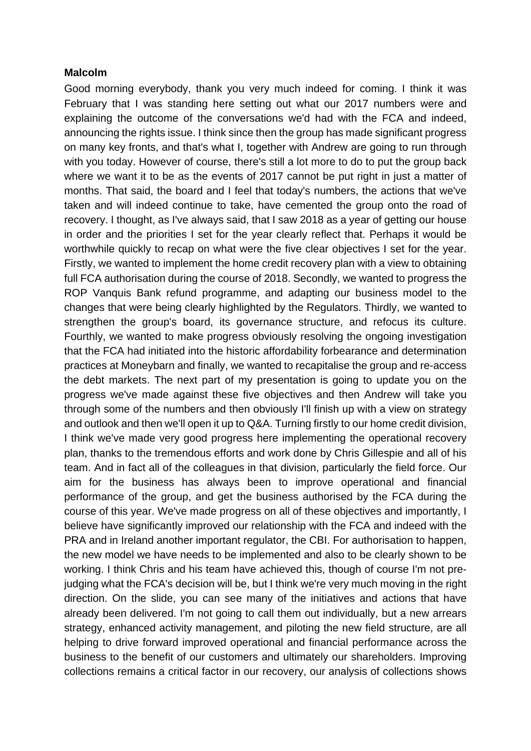**Malcolm**

Good morning everybody, thank you very much indeed for coming. I think it was February that I was standing here setting out what our 2017 numbers were and explaining the outcome of the conversations we'd had with the FCA and indeed, announcing the rights issue. I think since then the group has made significant progress on many key fronts, and that's what I, together with Andrew are going to run through with you today. However of course, there's still a lot more to do to put the group back where we want it to be as the events of 2017 cannot be put right in just a matter of months. That said, the board and I feel that today's numbers, the actions that we've taken and will indeed continue to take, have cemented the group onto the road of recovery. I thought, as I've always said, that I saw 2018 as a year of getting our house in order and the priorities I set for the year clearly reflect that. Perhaps it would be worthwhile quickly to recap on what were the five clear objectives I set for the year. Firstly, we wanted to implement the home credit recovery plan with a view to obtaining full FCA authorisation during the course of 2018. Secondly, we wanted to progress the ROP Vanquis Bank refund programme, and adapting our business model to the changes that were being clearly highlighted by the Regulators. Thirdly, we wanted to strengthen the group's board, its governance structure, and refocus its culture. Fourthly, we wanted to make progress obviously resolving the ongoing investigation that the FCA had initiated into the historic affordability forbearance and determination practices at Moneybarn and finally, we wanted to recapitalise the group and re-access the debt markets. The next part of my presentation is going to update you on the progress we've made against these five objectives and then Andrew will take you through some of the numbers and then obviously I'll finish up with a view on strategy and outlook and then we'll open it up to Q&A. Turning firstly to our home credit division, I think we've made very good progress here implementing the operational recovery plan, thanks to the tremendous efforts and work done by Chris Gillespie and all of his team. And in fact all of the colleagues in that division, particularly the field force. Our aim for the business has always been to improve operational and financial performance of the group, and get the business authorised by the FCA during the course of this year. We've made progress on all of these objectives and importantly, I believe have significantly improved our relationship with the FCA and indeed with the PRA and in Ireland another important regulator, the CBI. For authorisation to happen, the new model we have needs to be implemented and also to be clearly shown to be working. I think Chris and his team have achieved this, though of course I'm not pre-judging what the FCA's decision will be, but I think we're very much moving in the right direction. On the slide, you can see many of the initiatives and actions that have already been delivered. I'm not going to call them out individually, but a new arrears strategy, enhanced activity management, and piloting the new field structure, are all helping to drive forward improved operational and financial performance across the business to the benefit of our customers and ultimately our shareholders. Improving collections remains a critical factor in our recovery, our analysis of collections shows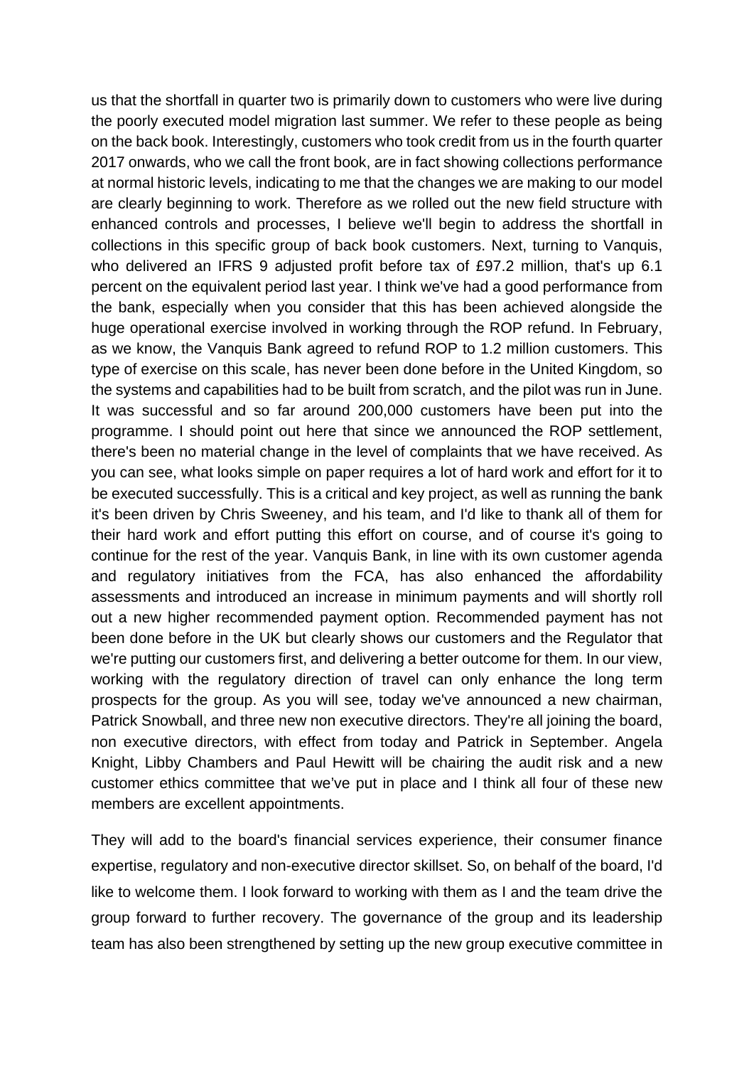us that the shortfall in quarter two is primarily down to customers who were live during the poorly executed model migration last summer. We refer to these people as being on the back book. Interestingly, customers who took credit from us in the fourth quarter 2017 onwards, who we call the front book, are in fact showing collections performance at normal historic levels, indicating to me that the changes we are making to our model are clearly beginning to work. Therefore as we rolled out the new field structure with enhanced controls and processes, I believe we'll begin to address the shortfall in collections in this specific group of back book customers. Next, turning to Vanquis, who delivered an IFRS 9 adjusted profit before tax of £97.2 million, that's up 6.1 percent on the equivalent period last year. I think we've had a good performance from the bank, especially when you consider that this has been achieved alongside the huge operational exercise involved in working through the ROP refund. In February, as we know, the Vanquis Bank agreed to refund ROP to 1.2 million customers. This type of exercise on this scale, has never been done before in the United Kingdom, so the systems and capabilities had to be built from scratch, and the pilot was run in June. It was successful and so far around 200,000 customers have been put into the programme. I should point out here that since we announced the ROP settlement, there's been no material change in the level of complaints that we have received. As you can see, what looks simple on paper requires a lot of hard work and effort for it to be executed successfully. This is a critical and key project, as well as running the bank it's been driven by Chris Sweeney, and his team, and I'd like to thank all of them for their hard work and effort putting this effort on course, and of course it's going to continue for the rest of the year. Vanquis Bank, in line with its own customer agenda and regulatory initiatives from the FCA, has also enhanced the affordability assessments and introduced an increase in minimum payments and will shortly roll out a new higher recommended payment option. Recommended payment has not been done before in the UK but clearly shows our customers and the Regulator that we're putting our customers first, and delivering a better outcome for them. In our view, working with the regulatory direction of travel can only enhance the long term prospects for the group. As you will see, today we've announced a new chairman, Patrick Snowball, and three new non executive directors. They're all joining the board, non executive directors, with effect from today and Patrick in September. Angela Knight, Libby Chambers and Paul Hewitt will be chairing the audit risk and a new customer ethics committee that we've put in place and I think all four of these new members are excellent appointments.

They will add to the board's financial services experience, their consumer finance expertise, regulatory and non-executive director skillset. So, on behalf of the board, I'd like to welcome them. I look forward to working with them as I and the team drive the group forward to further recovery. The governance of the group and its leadership team has also been strengthened by setting up the new group executive committee in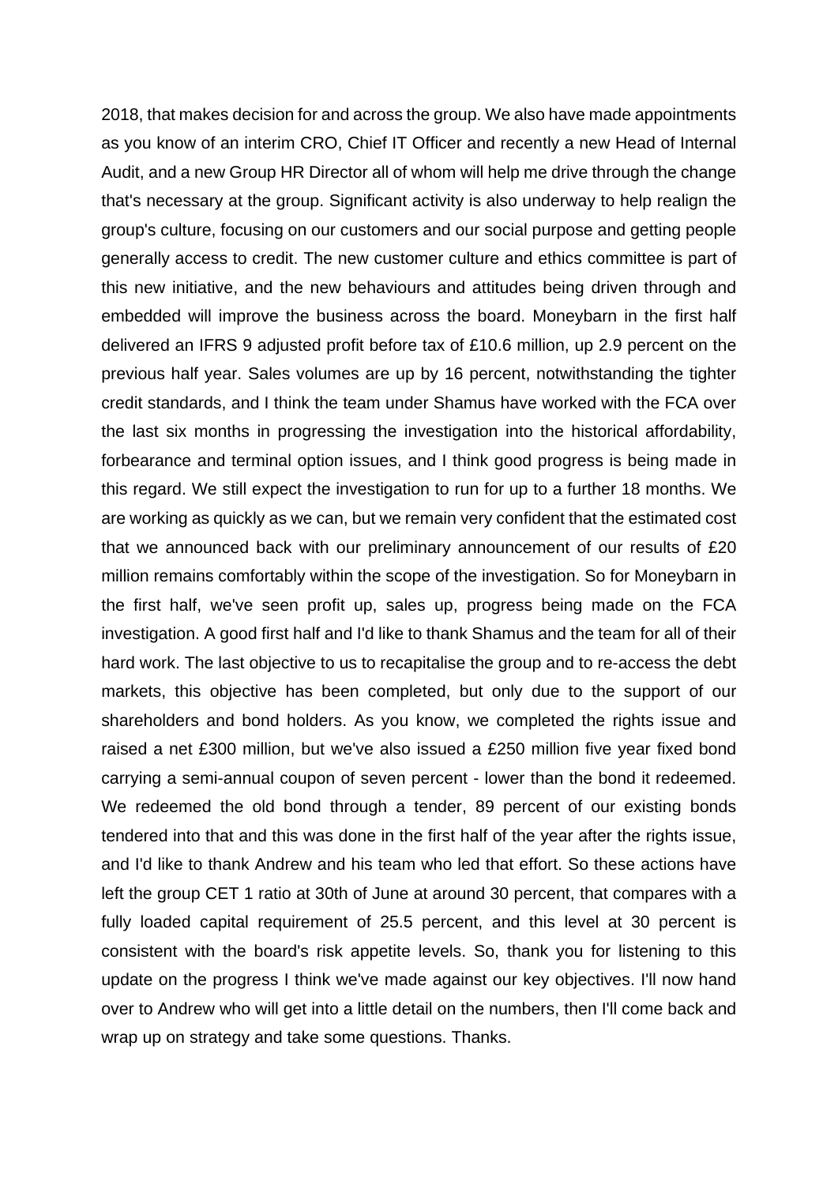2018, that makes decision for and across the group. We also have made appointments as you know of an interim CRO, Chief IT Officer and recently a new Head of Internal Audit, and a new Group HR Director all of whom will help me drive through the change that's necessary at the group. Significant activity is also underway to help realign the group's culture, focusing on our customers and our social purpose and getting people generally access to credit. The new customer culture and ethics committee is part of this new initiative, and the new behaviours and attitudes being driven through and embedded will improve the business across the board. Moneybarn in the first half delivered an IFRS 9 adjusted profit before tax of £10.6 million, up 2.9 percent on the previous half year. Sales volumes are up by 16 percent, notwithstanding the tighter credit standards, and I think the team under Shamus have worked with the FCA over the last six months in progressing the investigation into the historical affordability, forbearance and terminal option issues, and I think good progress is being made in this regard. We still expect the investigation to run for up to a further 18 months. We are working as quickly as we can, but we remain very confident that the estimated cost that we announced back with our preliminary announcement of our results of £20 million remains comfortably within the scope of the investigation. So for Moneybarn in the first half, we've seen profit up, sales up, progress being made on the FCA investigation. A good first half and I'd like to thank Shamus and the team for all of their hard work. The last objective to us to recapitalise the group and to re-access the debt markets, this objective has been completed, but only due to the support of our shareholders and bond holders. As you know, we completed the rights issue and raised a net £300 million, but we've also issued a £250 million five year fixed bond carrying a semi-annual coupon of seven percent - lower than the bond it redeemed. We redeemed the old bond through a tender, 89 percent of our existing bonds tendered into that and this was done in the first half of the year after the rights issue, and I'd like to thank Andrew and his team who led that effort. So these actions have left the group CET 1 ratio at 30th of June at around 30 percent, that compares with a fully loaded capital requirement of 25.5 percent, and this level at 30 percent is consistent with the board's risk appetite levels. So, thank you for listening to this update on the progress I think we've made against our key objectives. I'll now hand over to Andrew who will get into a little detail on the numbers, then I'll come back and wrap up on strategy and take some questions. Thanks.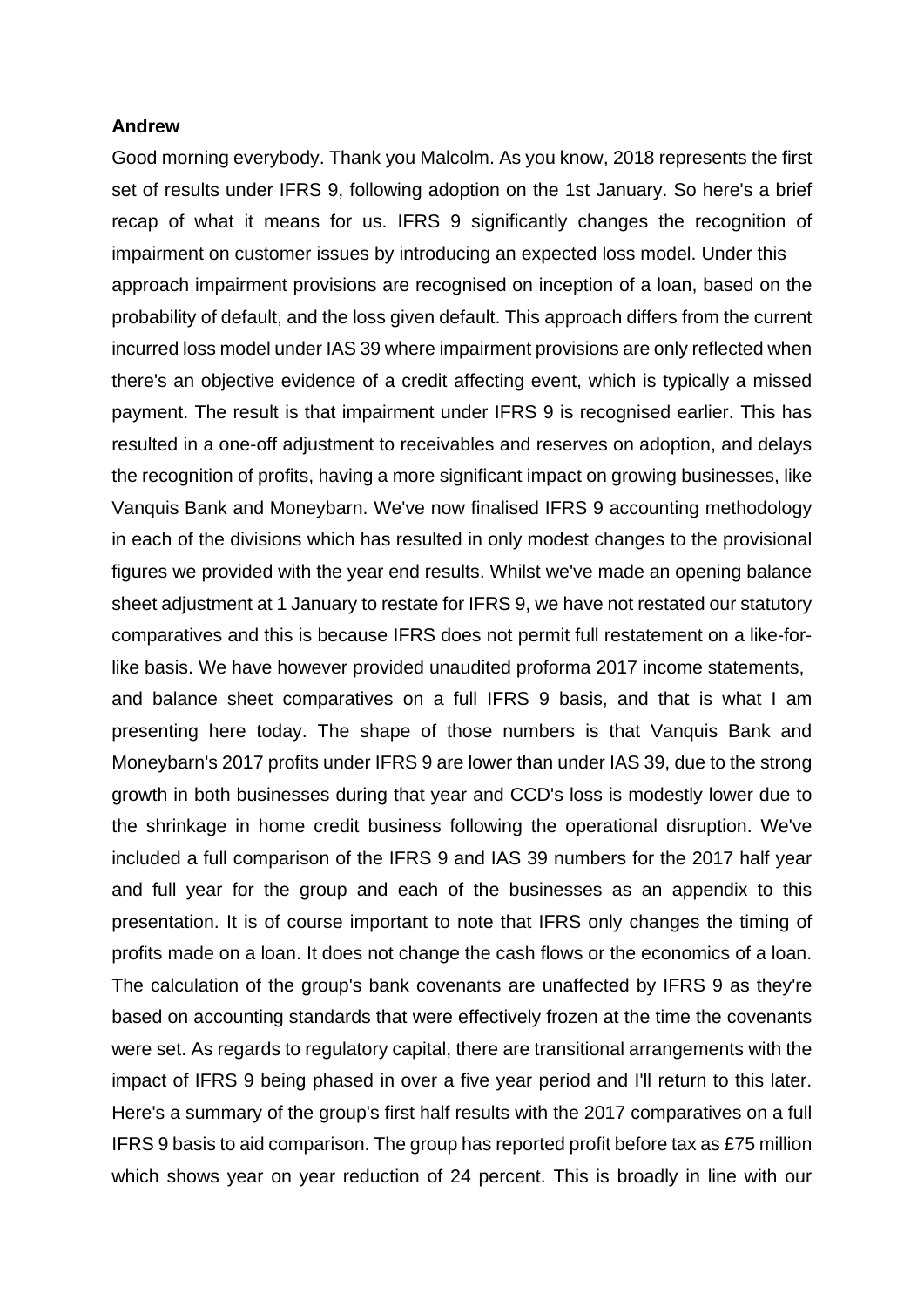**Andrew**

Good morning everybody. Thank you Malcolm. As you know, 2018 represents the first set of results under IFRS 9, following adoption on the 1st January. So here's a brief recap of what it means for us. IFRS 9 significantly changes the recognition of impairment on customer issues by introducing an expected loss model. Under this approach impairment provisions are recognised on inception of a loan, based on the probability of default, and the loss given default. This approach differs from the current incurred loss model under IAS 39 where impairment provisions are only reflected when there's an objective evidence of a credit affecting event, which is typically a missed payment. The result is that impairment under IFRS 9 is recognised earlier. This has resulted in a one-off adjustment to receivables and reserves on adoption, and delays the recognition of profits, having a more significant impact on growing businesses, like Vanquis Bank and Moneybarn. We've now finalised IFRS 9 accounting methodology in each of the divisions which has resulted in only modest changes to the provisional figures we provided with the year end results. Whilst we've made an opening balance sheet adjustment at 1 January to restate for IFRS 9, we have not restated our statutory comparatives and this is because IFRS does not permit full restatement on a like-for-like basis. We have however provided unaudited proforma 2017 income statements, and balance sheet comparatives on a full IFRS 9 basis, and that is what I am presenting here today. The shape of those numbers is that Vanquis Bank and Moneybarn's 2017 profits under IFRS 9 are lower than under IAS 39, due to the strong growth in both businesses during that year and CCD's loss is modestly lower due to the shrinkage in home credit business following the operational disruption. We've included a full comparison of the IFRS 9 and IAS 39 numbers for the 2017 half year and full year for the group and each of the businesses as an appendix to this presentation. It is of course important to note that IFRS only changes the timing of profits made on a loan. It does not change the cash flows or the economics of a loan. The calculation of the group's bank covenants are unaffected by IFRS 9 as they're based on accounting standards that were effectively frozen at the time the covenants were set. As regards to regulatory capital, there are transitional arrangements with the impact of IFRS 9 being phased in over a five year period and I'll return to this later. Here's a summary of the group's first half results with the 2017 comparatives on a full IFRS 9 basis to aid comparison. The group has reported profit before tax as £75 million which shows year on year reduction of 24 percent. This is broadly in line with our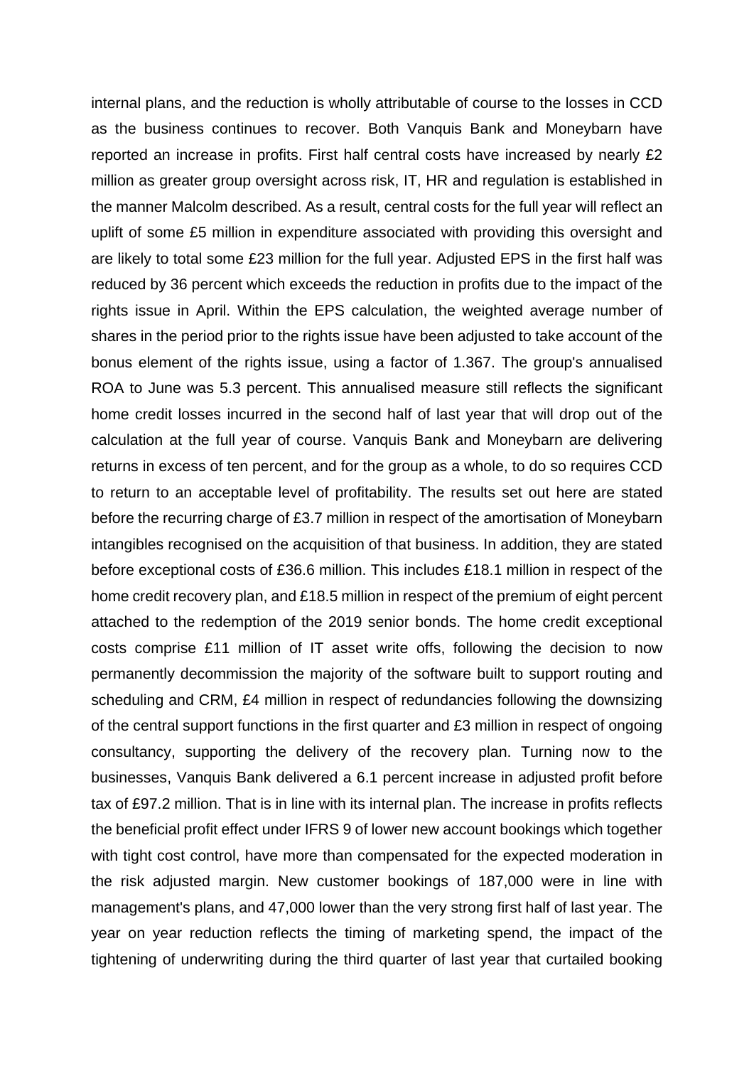internal plans, and the reduction is wholly attributable of course to the losses in CCD as the business continues to recover. Both Vanquis Bank and Moneybarn have reported an increase in profits. First half central costs have increased by nearly £2 million as greater group oversight across risk, IT, HR and regulation is established in the manner Malcolm described. As a result, central costs for the full year will reflect an uplift of some £5 million in expenditure associated with providing this oversight and are likely to total some £23 million for the full year. Adjusted EPS in the first half was reduced by 36 percent which exceeds the reduction in profits due to the impact of the rights issue in April. Within the EPS calculation, the weighted average number of shares in the period prior to the rights issue have been adjusted to take account of the bonus element of the rights issue, using a factor of 1.367. The group's annualised ROA to June was 5.3 percent. This annualised measure still reflects the significant home credit losses incurred in the second half of last year that will drop out of the calculation at the full year of course. Vanquis Bank and Moneybarn are delivering returns in excess of ten percent, and for the group as a whole, to do so requires CCD to return to an acceptable level of profitability. The results set out here are stated before the recurring charge of £3.7 million in respect of the amortisation of Moneybarn intangibles recognised on the acquisition of that business. In addition, they are stated before exceptional costs of £36.6 million. This includes £18.1 million in respect of the home credit recovery plan, and £18.5 million in respect of the premium of eight percent attached to the redemption of the 2019 senior bonds. The home credit exceptional costs comprise £11 million of IT asset write offs, following the decision to now permanently decommission the majority of the software built to support routing and scheduling and CRM, £4 million in respect of redundancies following the downsizing of the central support functions in the first quarter and £3 million in respect of ongoing consultancy, supporting the delivery of the recovery plan. Turning now to the businesses, Vanquis Bank delivered a 6.1 percent increase in adjusted profit before tax of £97.2 million. That is in line with its internal plan. The increase in profits reflects the beneficial profit effect under IFRS 9 of lower new account bookings which together with tight cost control, have more than compensated for the expected moderation in the risk adjusted margin. New customer bookings of 187,000 were in line with management's plans, and 47,000 lower than the very strong first half of last year. The year on year reduction reflects the timing of marketing spend, the impact of the tightening of underwriting during the third quarter of last year that curtailed booking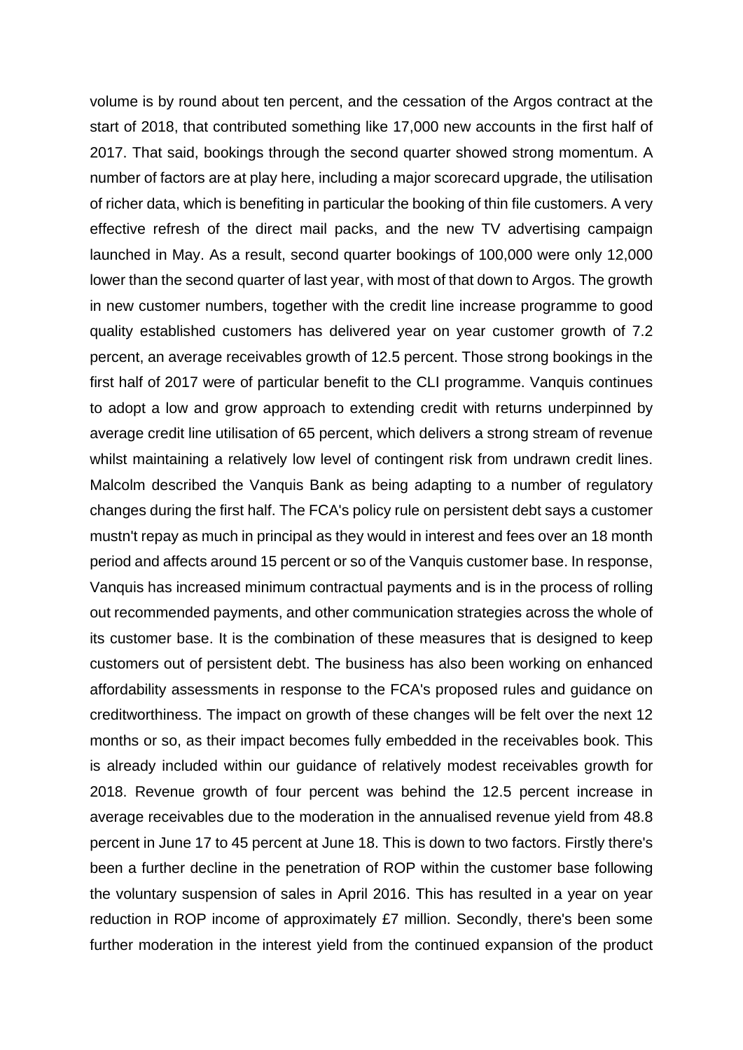volume is by round about ten percent, and the cessation of the Argos contract at the start of 2018, that contributed something like 17,000 new accounts in the first half of 2017. That said, bookings through the second quarter showed strong momentum. A number of factors are at play here, including a major scorecard upgrade, the utilisation of richer data, which is benefiting in particular the booking of thin file customers. A very effective refresh of the direct mail packs, and the new TV advertising campaign launched in May. As a result, second quarter bookings of 100,000 were only 12,000 lower than the second quarter of last year, with most of that down to Argos. The growth in new customer numbers, together with the credit line increase programme to good quality established customers has delivered year on year customer growth of 7.2 percent, an average receivables growth of 12.5 percent. Those strong bookings in the first half of 2017 were of particular benefit to the CLI programme. Vanquis continues to adopt a low and grow approach to extending credit with returns underpinned by average credit line utilisation of 65 percent, which delivers a strong stream of revenue whilst maintaining a relatively low level of contingent risk from undrawn credit lines. Malcolm described the Vanquis Bank as being adapting to a number of regulatory changes during the first half. The FCA's policy rule on persistent debt says a customer mustn't repay as much in principal as they would in interest and fees over an 18 month period and affects around 15 percent or so of the Vanquis customer base. In response, Vanquis has increased minimum contractual payments and is in the process of rolling out recommended payments, and other communication strategies across the whole of its customer base. It is the combination of these measures that is designed to keep customers out of persistent debt. The business has also been working on enhanced affordability assessments in response to the FCA's proposed rules and guidance on creditworthiness. The impact on growth of these changes will be felt over the next 12 months or so, as their impact becomes fully embedded in the receivables book. This is already included within our guidance of relatively modest receivables growth for 2018. Revenue growth of four percent was behind the 12.5 percent increase in average receivables due to the moderation in the annualised revenue yield from 48.8 percent in June 17 to 45 percent at June 18. This is down to two factors. Firstly there's been a further decline in the penetration of ROP within the customer base following the voluntary suspension of sales in April 2016. This has resulted in a year on year reduction in ROP income of approximately £7 million. Secondly, there's been some further moderation in the interest yield from the continued expansion of the product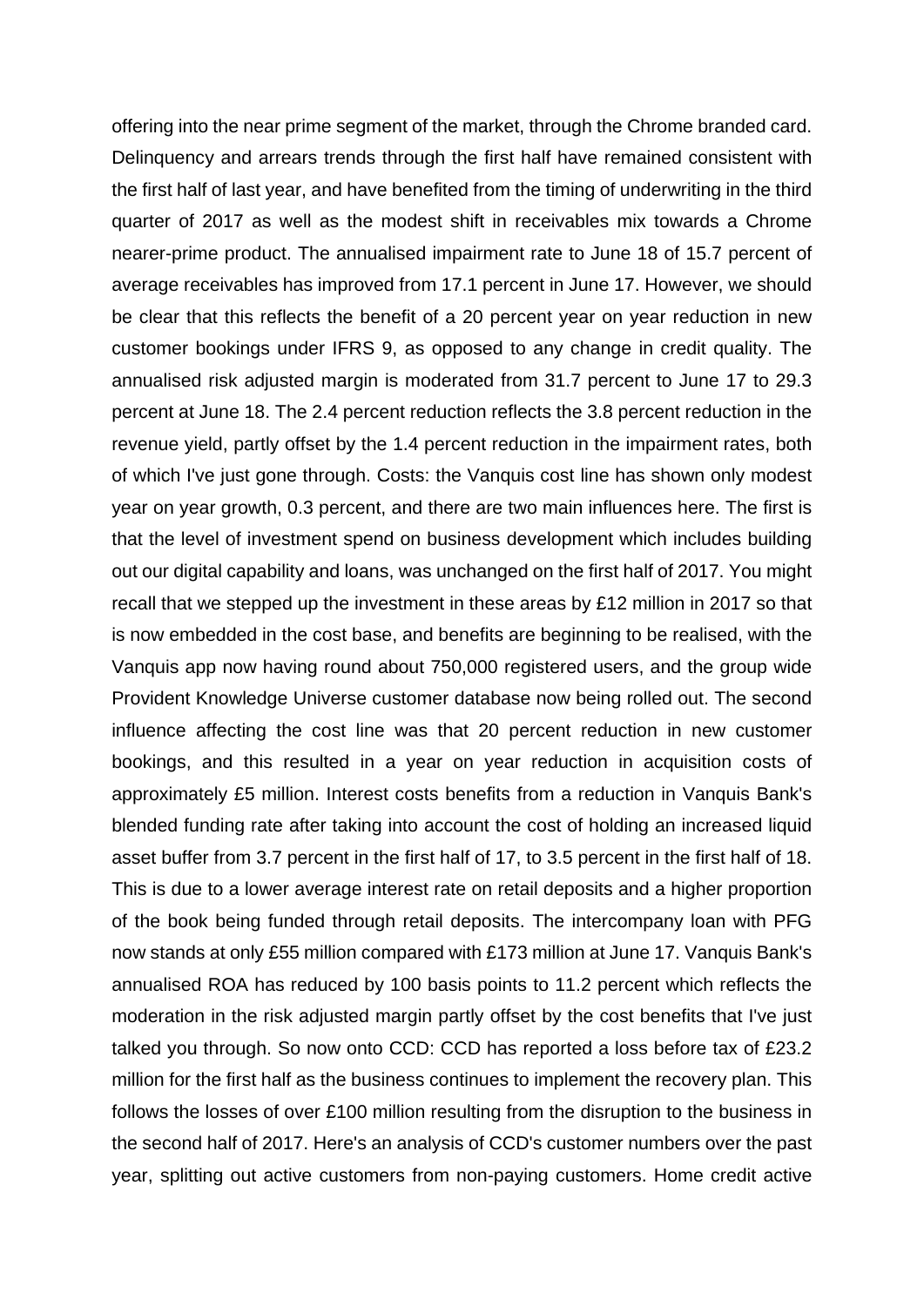offering into the near prime segment of the market, through the Chrome branded card. Delinquency and arrears trends through the first half have remained consistent with the first half of last year, and have benefited from the timing of underwriting in the third quarter of 2017 as well as the modest shift in receivables mix towards a Chrome nearer-prime product. The annualised impairment rate to June 18 of 15.7 percent of average receivables has improved from 17.1 percent in June 17. However, we should be clear that this reflects the benefit of a 20 percent year on year reduction in new customer bookings under IFRS 9, as opposed to any change in credit quality. The annualised risk adjusted margin is moderated from 31.7 percent to June 17 to 29.3 percent at June 18. The 2.4 percent reduction reflects the 3.8 percent reduction in the revenue yield, partly offset by the 1.4 percent reduction in the impairment rates, both of which I've just gone through. Costs: the Vanquis cost line has shown only modest year on year growth, 0.3 percent, and there are two main influences here. The first is that the level of investment spend on business development which includes building out our digital capability and loans, was unchanged on the first half of 2017. You might recall that we stepped up the investment in these areas by £12 million in 2017 so that is now embedded in the cost base, and benefits are beginning to be realised, with the Vanquis app now having round about 750,000 registered users, and the group wide Provident Knowledge Universe customer database now being rolled out. The second influence affecting the cost line was that 20 percent reduction in new customer bookings, and this resulted in a year on year reduction in acquisition costs of approximately £5 million. Interest costs benefits from a reduction in Vanquis Bank's blended funding rate after taking into account the cost of holding an increased liquid asset buffer from 3.7 percent in the first half of 17, to 3.5 percent in the first half of 18. This is due to a lower average interest rate on retail deposits and a higher proportion of the book being funded through retail deposits. The intercompany loan with PFG now stands at only £55 million compared with £173 million at June 17. Vanquis Bank's annualised ROA has reduced by 100 basis points to 11.2 percent which reflects the moderation in the risk adjusted margin partly offset by the cost benefits that I've just talked you through. So now onto CCD: CCD has reported a loss before tax of £23.2 million for the first half as the business continues to implement the recovery plan. This follows the losses of over £100 million resulting from the disruption to the business in the second half of 2017. Here's an analysis of CCD's customer numbers over the past year, splitting out active customers from non-paying customers. Home credit active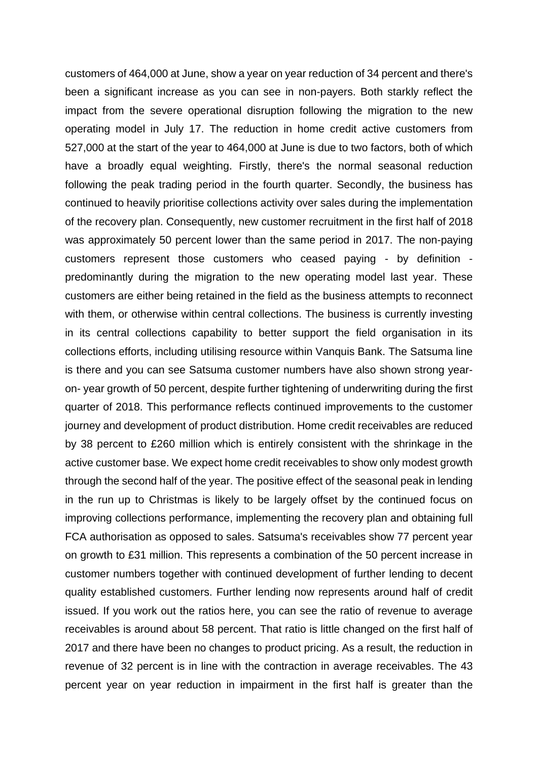customers of 464,000 at June, show a year on year reduction of 34 percent and there's been a significant increase as you can see in non-payers. Both starkly reflect the impact from the severe operational disruption following the migration to the new operating model in July 17. The reduction in home credit active customers from 527,000 at the start of the year to 464,000 at June is due to two factors, both of which have a broadly equal weighting. Firstly, there's the normal seasonal reduction following the peak trading period in the fourth quarter. Secondly, the business has continued to heavily prioritise collections activity over sales during the implementation of the recovery plan. Consequently, new customer recruitment in the first half of 2018 was approximately 50 percent lower than the same period in 2017. The non-paying customers represent those customers who ceased paying - by definition - predominantly during the migration to the new operating model last year. These customers are either being retained in the field as the business attempts to reconnect with them, or otherwise within central collections. The business is currently investing in its central collections capability to better support the field organisation in its collections efforts, including utilising resource within Vanquis Bank. The Satsuma line is there and you can see Satsuma customer numbers have also shown strong year-on- year growth of 50 percent, despite further tightening of underwriting during the first quarter of 2018. This performance reflects continued improvements to the customer journey and development of product distribution. Home credit receivables are reduced by 38 percent to £260 million which is entirely consistent with the shrinkage in the active customer base. We expect home credit receivables to show only modest growth through the second half of the year. The positive effect of the seasonal peak in lending in the run up to Christmas is likely to be largely offset by the continued focus on improving collections performance, implementing the recovery plan and obtaining full FCA authorisation as opposed to sales. Satsuma's receivables show 77 percent year on growth to £31 million. This represents a combination of the 50 percent increase in customer numbers together with continued development of further lending to decent quality established customers. Further lending now represents around half of credit issued. If you work out the ratios here, you can see the ratio of revenue to average receivables is around about 58 percent. That ratio is little changed on the first half of 2017 and there have been no changes to product pricing. As a result, the reduction in revenue of 32 percent is in line with the contraction in average receivables. The 43 percent year on year reduction in impairment in the first half is greater than the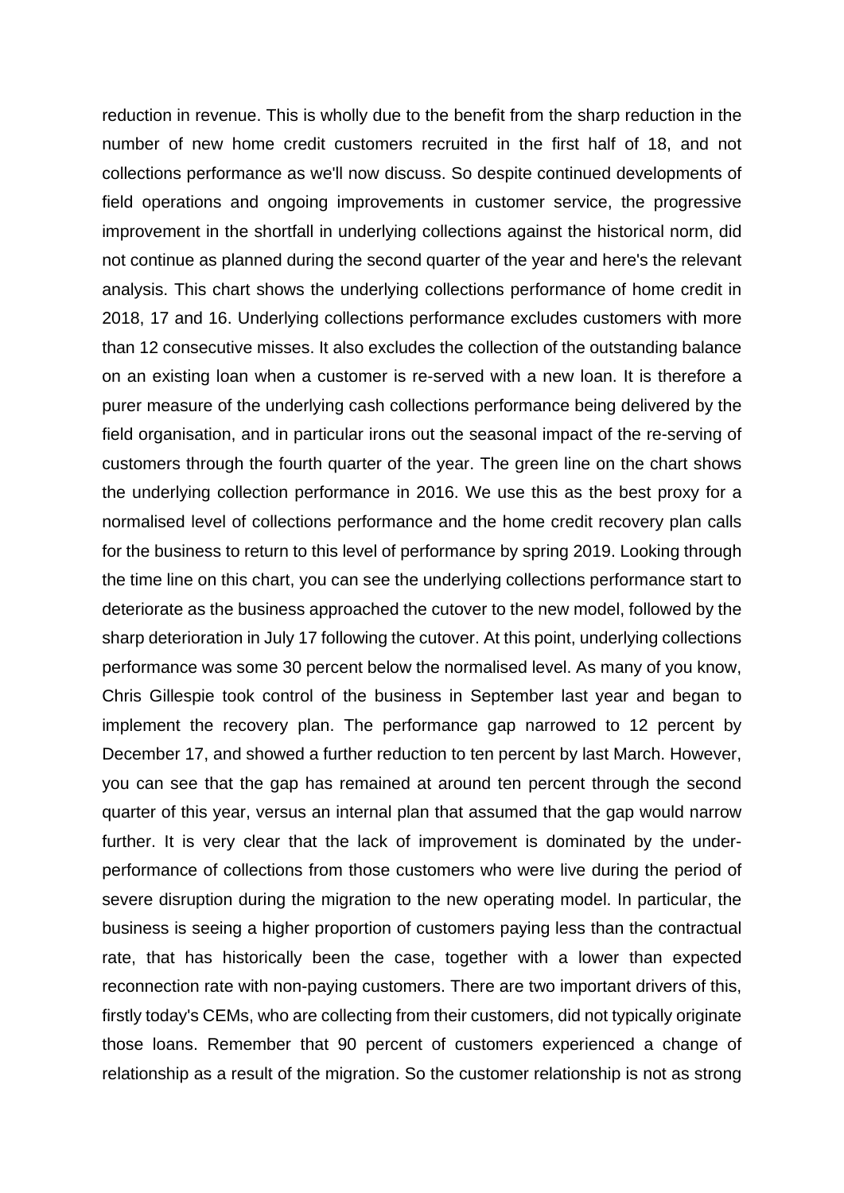reduction in revenue. This is wholly due to the benefit from the sharp reduction in the number of new home credit customers recruited in the first half of 18, and not collections performance as we'll now discuss. So despite continued developments of field operations and ongoing improvements in customer service, the progressive improvement in the shortfall in underlying collections against the historical norm, did not continue as planned during the second quarter of the year and here's the relevant analysis. This chart shows the underlying collections performance of home credit in 2018, 17 and 16. Underlying collections performance excludes customers with more than 12 consecutive misses. It also excludes the collection of the outstanding balance on an existing loan when a customer is re-served with a new loan. It is therefore a purer measure of the underlying cash collections performance being delivered by the field organisation, and in particular irons out the seasonal impact of the re-serving of customers through the fourth quarter of the year. The green line on the chart shows the underlying collection performance in 2016. We use this as the best proxy for a normalised level of collections performance and the home credit recovery plan calls for the business to return to this level of performance by spring 2019. Looking through the time line on this chart, you can see the underlying collections performance start to deteriorate as the business approached the cutover to the new model, followed by the sharp deterioration in July 17 following the cutover. At this point, underlying collections performance was some 30 percent below the normalised level. As many of you know, Chris Gillespie took control of the business in September last year and began to implement the recovery plan. The performance gap narrowed to 12 percent by December 17, and showed a further reduction to ten percent by last March. However, you can see that the gap has remained at around ten percent through the second quarter of this year, versus an internal plan that assumed that the gap would narrow further. It is very clear that the lack of improvement is dominated by the under-performance of collections from those customers who were live during the period of severe disruption during the migration to the new operating model. In particular, the business is seeing a higher proportion of customers paying less than the contractual rate, that has historically been the case, together with a lower than expected reconnection rate with non-paying customers. There are two important drivers of this, firstly today's CEMs, who are collecting from their customers, did not typically originate those loans. Remember that 90 percent of customers experienced a change of relationship as a result of the migration. So the customer relationship is not as strong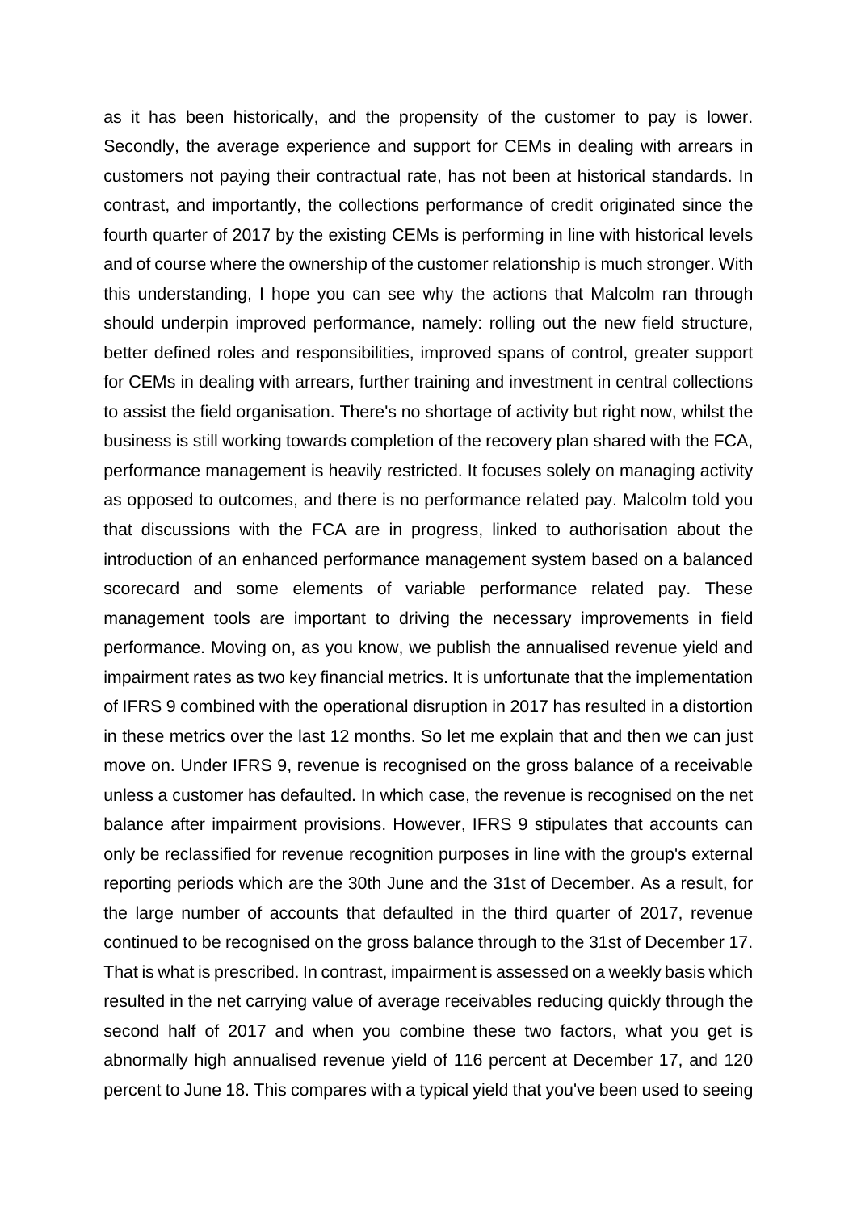as it has been historically, and the propensity of the customer to pay is lower. Secondly, the average experience and support for CEMs in dealing with arrears in customers not paying their contractual rate, has not been at historical standards. In contrast, and importantly, the collections performance of credit originated since the fourth quarter of 2017 by the existing CEMs is performing in line with historical levels and of course where the ownership of the customer relationship is much stronger. With this understanding, I hope you can see why the actions that Malcolm ran through should underpin improved performance, namely: rolling out the new field structure, better defined roles and responsibilities, improved spans of control, greater support for CEMs in dealing with arrears, further training and investment in central collections to assist the field organisation. There's no shortage of activity but right now, whilst the business is still working towards completion of the recovery plan shared with the FCA, performance management is heavily restricted. It focuses solely on managing activity as opposed to outcomes, and there is no performance related pay. Malcolm told you that discussions with the FCA are in progress, linked to authorisation about the introduction of an enhanced performance management system based on a balanced scorecard and some elements of variable performance related pay. These management tools are important to driving the necessary improvements in field performance. Moving on, as you know, we publish the annualised revenue yield and impairment rates as two key financial metrics. It is unfortunate that the implementation of IFRS 9 combined with the operational disruption in 2017 has resulted in a distortion in these metrics over the last 12 months. So let me explain that and then we can just move on. Under IFRS 9, revenue is recognised on the gross balance of a receivable unless a customer has defaulted. In which case, the revenue is recognised on the net balance after impairment provisions. However, IFRS 9 stipulates that accounts can only be reclassified for revenue recognition purposes in line with the group's external reporting periods which are the 30th June and the 31st of December. As a result, for the large number of accounts that defaulted in the third quarter of 2017, revenue continued to be recognised on the gross balance through to the 31st of December 17. That is what is prescribed. In contrast, impairment is assessed on a weekly basis which resulted in the net carrying value of average receivables reducing quickly through the second half of 2017 and when you combine these two factors, what you get is abnormally high annualised revenue yield of 116 percent at December 17, and 120 percent to June 18. This compares with a typical yield that you've been used to seeing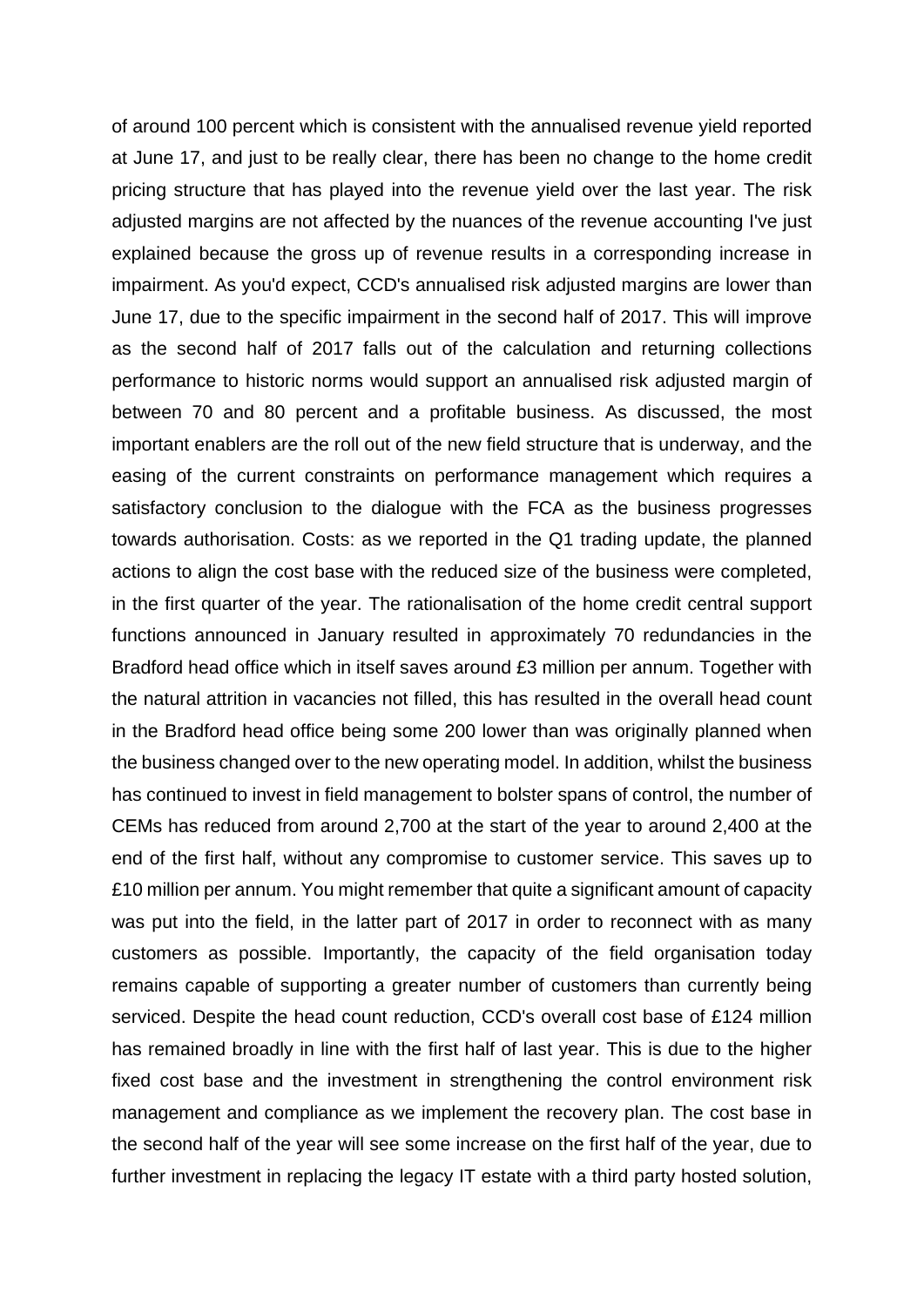of around 100 percent which is consistent with the annualised revenue yield reported at June 17, and just to be really clear, there has been no change to the home credit pricing structure that has played into the revenue yield over the last year. The risk adjusted margins are not affected by the nuances of the revenue accounting I've just explained because the gross up of revenue results in a corresponding increase in impairment. As you'd expect, CCD's annualised risk adjusted margins are lower than June 17, due to the specific impairment in the second half of 2017. This will improve as the second half of 2017 falls out of the calculation and returning collections performance to historic norms would support an annualised risk adjusted margin of between 70 and 80 percent and a profitable business. As discussed, the most important enablers are the roll out of the new field structure that is underway, and the easing of the current constraints on performance management which requires a satisfactory conclusion to the dialogue with the FCA as the business progresses towards authorisation. Costs: as we reported in the Q1 trading update, the planned actions to align the cost base with the reduced size of the business were completed, in the first quarter of the year. The rationalisation of the home credit central support functions announced in January resulted in approximately 70 redundancies in the Bradford head office which in itself saves around £3 million per annum. Together with the natural attrition in vacancies not filled, this has resulted in the overall head count in the Bradford head office being some 200 lower than was originally planned when the business changed over to the new operating model. In addition, whilst the business has continued to invest in field management to bolster spans of control, the number of CEMs has reduced from around 2,700 at the start of the year to around 2,400 at the end of the first half, without any compromise to customer service. This saves up to £10 million per annum. You might remember that quite a significant amount of capacity was put into the field, in the latter part of 2017 in order to reconnect with as many customers as possible. Importantly, the capacity of the field organisation today remains capable of supporting a greater number of customers than currently being serviced. Despite the head count reduction, CCD's overall cost base of £124 million has remained broadly in line with the first half of last year. This is due to the higher fixed cost base and the investment in strengthening the control environment risk management and compliance as we implement the recovery plan. The cost base in the second half of the year will see some increase on the first half of the year, due to further investment in replacing the legacy IT estate with a third party hosted solution,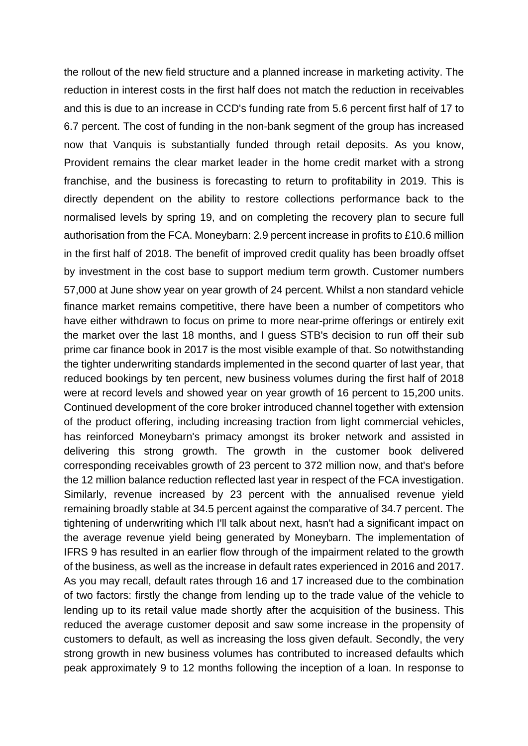the rollout of the new field structure and a planned increase in marketing activity. The reduction in interest costs in the first half does not match the reduction in receivables and this is due to an increase in CCD's funding rate from 5.6 percent first half of 17 to 6.7 percent. The cost of funding in the non-bank segment of the group has increased now that Vanquis is substantially funded through retail deposits. As you know, Provident remains the clear market leader in the home credit market with a strong franchise, and the business is forecasting to return to profitability in 2019. This is directly dependent on the ability to restore collections performance back to the normalised levels by spring 19, and on completing the recovery plan to secure full authorisation from the FCA. Moneybarn: 2.9 percent increase in profits to £10.6 million in the first half of 2018. The benefit of improved credit quality has been broadly offset by investment in the cost base to support medium term growth. Customer numbers 57,000 at June show year on year growth of 24 percent. Whilst a non standard vehicle finance market remains competitive, there have been a number of competitors who have either withdrawn to focus on prime to more near-prime offerings or entirely exit the market over the last 18 months, and I guess STB's decision to run off their sub prime car finance book in 2017 is the most visible example of that. So notwithstanding the tighter underwriting standards implemented in the second quarter of last year, that reduced bookings by ten percent, new business volumes during the first half of 2018 were at record levels and showed year on year growth of 16 percent to 15,200 units. Continued development of the core broker introduced channel together with extension of the product offering, including increasing traction from light commercial vehicles, has reinforced Moneybarn's primacy amongst its broker network and assisted in delivering this strong growth. The growth in the customer book delivered corresponding receivables growth of 23 percent to 372 million now, and that's before the 12 million balance reduction reflected last year in respect of the FCA investigation. Similarly, revenue increased by 23 percent with the annualised revenue yield remaining broadly stable at 34.5 percent against the comparative of 34.7 percent. The tightening of underwriting which I'll talk about next, hasn't had a significant impact on the average revenue yield being generated by Moneybarn. The implementation of IFRS 9 has resulted in an earlier flow through of the impairment related to the growth of the business, as well as the increase in default rates experienced in 2016 and 2017. As you may recall, default rates through 16 and 17 increased due to the combination of two factors: firstly the change from lending up to the trade value of the vehicle to lending up to its retail value made shortly after the acquisition of the business. This reduced the average customer deposit and saw some increase in the propensity of customers to default, as well as increasing the loss given default. Secondly, the very strong growth in new business volumes has contributed to increased defaults which peak approximately 9 to 12 months following the inception of a loan. In response to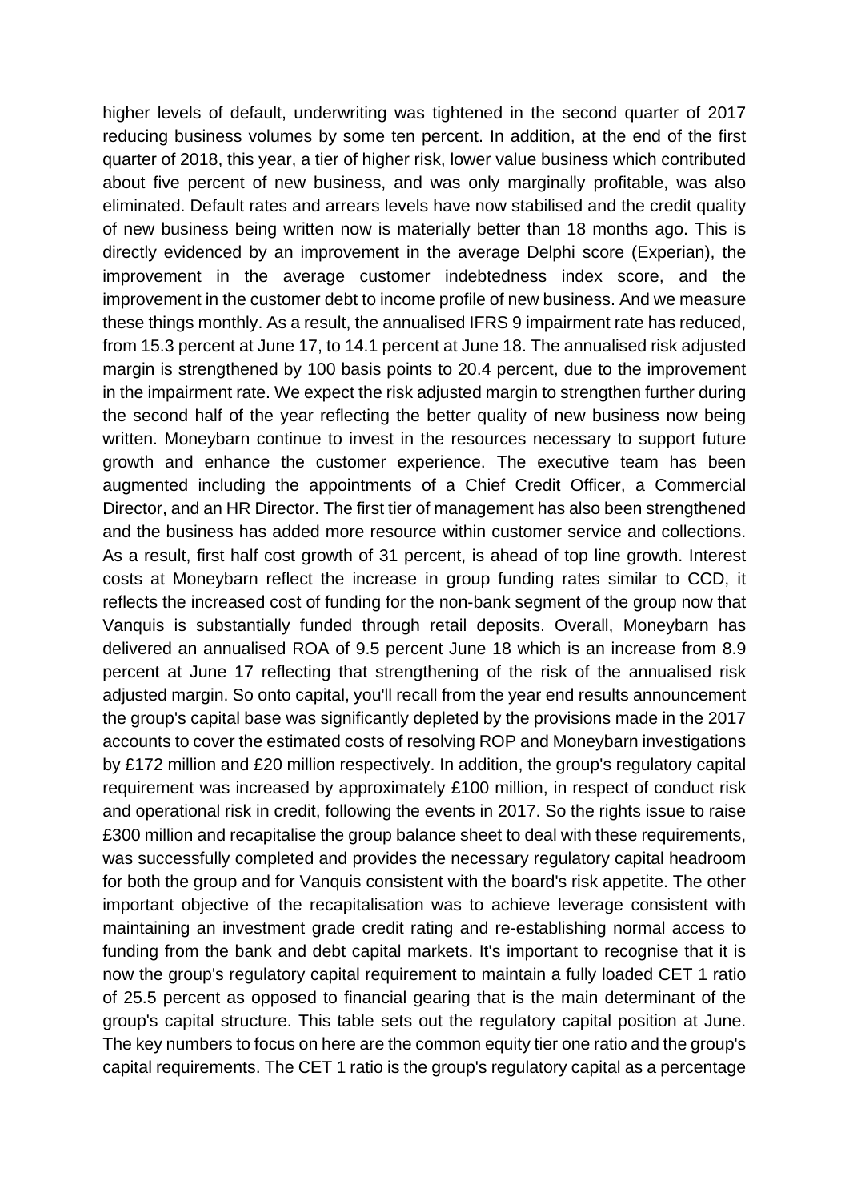higher levels of default, underwriting was tightened in the second quarter of 2017 reducing business volumes by some ten percent. In addition, at the end of the first quarter of 2018, this year, a tier of higher risk, lower value business which contributed about five percent of new business, and was only marginally profitable, was also eliminated. Default rates and arrears levels have now stabilised and the credit quality of new business being written now is materially better than 18 months ago. This is directly evidenced by an improvement in the average Delphi score (Experian), the improvement in the average customer indebtedness index score, and the improvement in the customer debt to income profile of new business. And we measure these things monthly. As a result, the annualised IFRS 9 impairment rate has reduced, from 15.3 percent at June 17, to 14.1 percent at June 18. The annualised risk adjusted margin is strengthened by 100 basis points to 20.4 percent, due to the improvement in the impairment rate. We expect the risk adjusted margin to strengthen further during the second half of the year reflecting the better quality of new business now being written. Moneybarn continue to invest in the resources necessary to support future growth and enhance the customer experience. The executive team has been augmented including the appointments of a Chief Credit Officer, a Commercial Director, and an HR Director. The first tier of management has also been strengthened and the business has added more resource within customer service and collections. As a result, first half cost growth of 31 percent, is ahead of top line growth. Interest costs at Moneybarn reflect the increase in group funding rates similar to CCD, it reflects the increased cost of funding for the non-bank segment of the group now that Vanquis is substantially funded through retail deposits. Overall, Moneybarn has delivered an annualised ROA of 9.5 percent June 18 which is an increase from 8.9 percent at June 17 reflecting that strengthening of the risk of the annualised risk adjusted margin. So onto capital, you'll recall from the year end results announcement the group's capital base was significantly depleted by the provisions made in the 2017 accounts to cover the estimated costs of resolving ROP and Moneybarn investigations by £172 million and £20 million respectively. In addition, the group's regulatory capital requirement was increased by approximately £100 million, in respect of conduct risk and operational risk in credit, following the events in 2017. So the rights issue to raise £300 million and recapitalise the group balance sheet to deal with these requirements, was successfully completed and provides the necessary regulatory capital headroom for both the group and for Vanquis consistent with the board's risk appetite. The other important objective of the recapitalisation was to achieve leverage consistent with maintaining an investment grade credit rating and re-establishing normal access to funding from the bank and debt capital markets. It's important to recognise that it is now the group's regulatory capital requirement to maintain a fully loaded CET 1 ratio of 25.5 percent as opposed to financial gearing that is the main determinant of the group's capital structure. This table sets out the regulatory capital position at June. The key numbers to focus on here are the common equity tier one ratio and the group's capital requirements. The CET 1 ratio is the group's regulatory capital as a percentage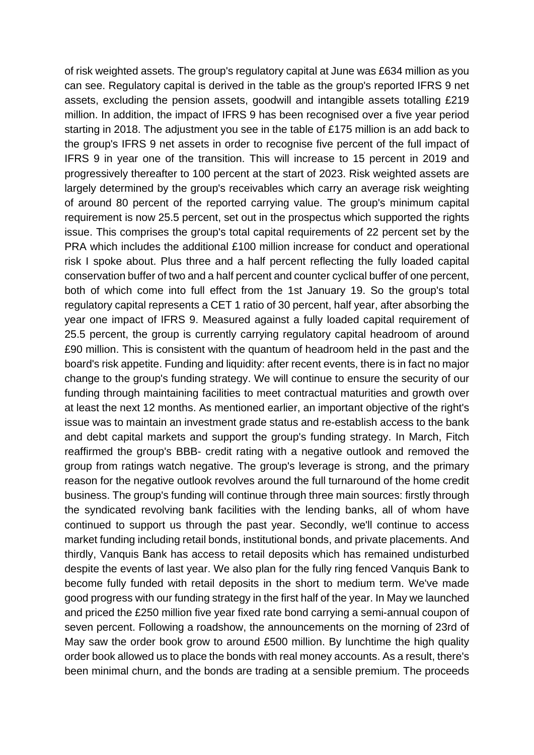of risk weighted assets. The group's regulatory capital at June was £634 million as you can see. Regulatory capital is derived in the table as the group's reported IFRS 9 net assets, excluding the pension assets, goodwill and intangible assets totalling £219 million. In addition, the impact of IFRS 9 has been recognised over a five year period starting in 2018. The adjustment you see in the table of £175 million is an add back to the group's IFRS 9 net assets in order to recognise five percent of the full impact of IFRS 9 in year one of the transition. This will increase to 15 percent in 2019 and progressively thereafter to 100 percent at the start of 2023. Risk weighted assets are largely determined by the group's receivables which carry an average risk weighting of around 80 percent of the reported carrying value. The group's minimum capital requirement is now 25.5 percent, set out in the prospectus which supported the rights issue. This comprises the group's total capital requirements of 22 percent set by the PRA which includes the additional £100 million increase for conduct and operational risk I spoke about. Plus three and a half percent reflecting the fully loaded capital conservation buffer of two and a half percent and counter cyclical buffer of one percent, both of which come into full effect from the 1st January 19. So the group's total regulatory capital represents a CET 1 ratio of 30 percent, half year, after absorbing the year one impact of IFRS 9. Measured against a fully loaded capital requirement of 25.5 percent, the group is currently carrying regulatory capital headroom of around £90 million. This is consistent with the quantum of headroom held in the past and the board's risk appetite. Funding and liquidity: after recent events, there is in fact no major change to the group's funding strategy. We will continue to ensure the security of our funding through maintaining facilities to meet contractual maturities and growth over at least the next 12 months. As mentioned earlier, an important objective of the right's issue was to maintain an investment grade status and re-establish access to the bank and debt capital markets and support the group's funding strategy. In March, Fitch reaffirmed the group's BBB- credit rating with a negative outlook and removed the group from ratings watch negative. The group's leverage is strong, and the primary reason for the negative outlook revolves around the full turnaround of the home credit business. The group's funding will continue through three main sources: firstly through the syndicated revolving bank facilities with the lending banks, all of whom have continued to support us through the past year. Secondly, we'll continue to access market funding including retail bonds, institutional bonds, and private placements. And thirdly, Vanquis Bank has access to retail deposits which has remained undisturbed despite the events of last year. We also plan for the fully ring fenced Vanquis Bank to become fully funded with retail deposits in the short to medium term. We've made good progress with our funding strategy in the first half of the year. In May we launched and priced the £250 million five year fixed rate bond carrying a semi-annual coupon of seven percent. Following a roadshow, the announcements on the morning of 23rd of May saw the order book grow to around £500 million. By lunchtime the high quality order book allowed us to place the bonds with real money accounts. As a result, there's been minimal churn, and the bonds are trading at a sensible premium. The proceeds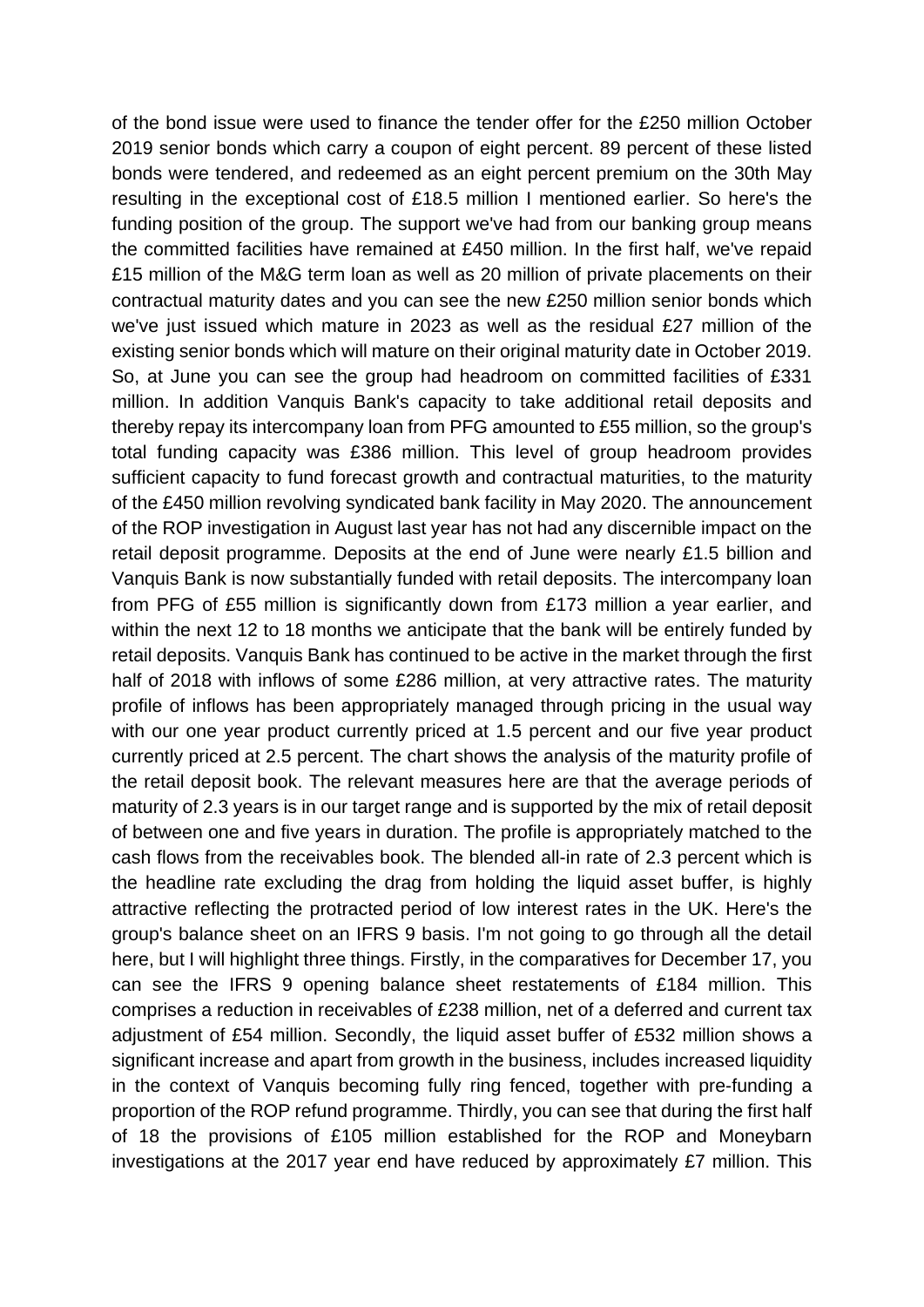of the bond issue were used to finance the tender offer for the £250 million October 2019 senior bonds which carry a coupon of eight percent. 89 percent of these listed bonds were tendered, and redeemed as an eight percent premium on the 30th May resulting in the exceptional cost of £18.5 million I mentioned earlier. So here's the funding position of the group. The support we've had from our banking group means the committed facilities have remained at £450 million. In the first half, we've repaid £15 million of the M&G term loan as well as 20 million of private placements on their contractual maturity dates and you can see the new £250 million senior bonds which we've just issued which mature in 2023 as well as the residual £27 million of the existing senior bonds which will mature on their original maturity date in October 2019. So, at June you can see the group had headroom on committed facilities of £331 million. In addition Vanquis Bank's capacity to take additional retail deposits and thereby repay its intercompany loan from PFG amounted to £55 million, so the group's total funding capacity was £386 million. This level of group headroom provides sufficient capacity to fund forecast growth and contractual maturities, to the maturity of the £450 million revolving syndicated bank facility in May 2020. The announcement of the ROP investigation in August last year has not had any discernible impact on the retail deposit programme. Deposits at the end of June were nearly £1.5 billion and Vanquis Bank is now substantially funded with retail deposits. The intercompany loan from PFG of £55 million is significantly down from £173 million a year earlier, and within the next 12 to 18 months we anticipate that the bank will be entirely funded by retail deposits. Vanquis Bank has continued to be active in the market through the first half of 2018 with inflows of some £286 million, at very attractive rates. The maturity profile of inflows has been appropriately managed through pricing in the usual way with our one year product currently priced at 1.5 percent and our five year product currently priced at 2.5 percent. The chart shows the analysis of the maturity profile of the retail deposit book. The relevant measures here are that the average periods of maturity of 2.3 years is in our target range and is supported by the mix of retail deposit of between one and five years in duration. The profile is appropriately matched to the cash flows from the receivables book. The blended all-in rate of 2.3 percent which is the headline rate excluding the drag from holding the liquid asset buffer, is highly attractive reflecting the protracted period of low interest rates in the UK. Here's the group's balance sheet on an IFRS 9 basis. I'm not going to go through all the detail here, but I will highlight three things. Firstly, in the comparatives for December 17, you can see the IFRS 9 opening balance sheet restatements of £184 million. This comprises a reduction in receivables of £238 million, net of a deferred and current tax adjustment of £54 million. Secondly, the liquid asset buffer of £532 million shows a significant increase and apart from growth in the business, includes increased liquidity in the context of Vanquis becoming fully ring fenced, together with pre-funding a proportion of the ROP refund programme. Thirdly, you can see that during the first half of 18 the provisions of £105 million established for the ROP and Moneybarn investigations at the 2017 year end have reduced by approximately £7 million. This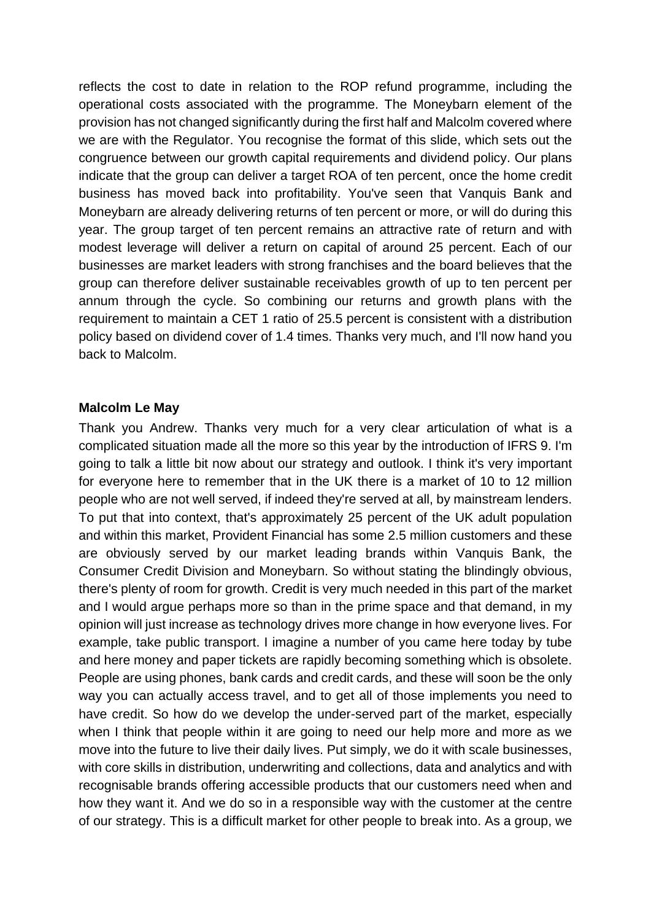reflects the cost to date in relation to the ROP refund programme, including the operational costs associated with the programme. The Moneybarn element of the provision has not changed significantly during the first half and Malcolm covered where we are with the Regulator. You recognise the format of this slide, which sets out the congruence between our growth capital requirements and dividend policy. Our plans indicate that the group can deliver a target ROA of ten percent, once the home credit business has moved back into profitability. You've seen that Vanquis Bank and Moneybarn are already delivering returns of ten percent or more, or will do during this year. The group target of ten percent remains an attractive rate of return and with modest leverage will deliver a return on capital of around 25 percent. Each of our businesses are market leaders with strong franchises and the board believes that the group can therefore deliver sustainable receivables growth of up to ten percent per annum through the cycle. So combining our returns and growth plans with the requirement to maintain a CET 1 ratio of 25.5 percent is consistent with a distribution policy based on dividend cover of 1.4 times. Thanks very much, and I'll now hand you back to Malcolm.

**Malcolm Le May**

Thank you Andrew. Thanks very much for a very clear articulation of what is a complicated situation made all the more so this year by the introduction of IFRS 9. I'm going to talk a little bit now about our strategy and outlook. I think it's very important for everyone here to remember that in the UK there is a market of 10 to 12 million people who are not well served, if indeed they're served at all, by mainstream lenders. To put that into context, that's approximately 25 percent of the UK adult population and within this market, Provident Financial has some 2.5 million customers and these are obviously served by our market leading brands within Vanquis Bank, the Consumer Credit Division and Moneybarn. So without stating the blindingly obvious, there's plenty of room for growth. Credit is very much needed in this part of the market and I would argue perhaps more so than in the prime space and that demand, in my opinion will just increase as technology drives more change in how everyone lives. For example, take public transport. I imagine a number of you came here today by tube and here money and paper tickets are rapidly becoming something which is obsolete. People are using phones, bank cards and credit cards, and these will soon be the only way you can actually access travel, and to get all of those implements you need to have credit. So how do we develop the under-served part of the market, especially when I think that people within it are going to need our help more and more as we move into the future to live their daily lives. Put simply, we do it with scale businesses, with core skills in distribution, underwriting and collections, data and analytics and with recognisable brands offering accessible products that our customers need when and how they want it. And we do so in a responsible way with the customer at the centre of our strategy. This is a difficult market for other people to break into. As a group, we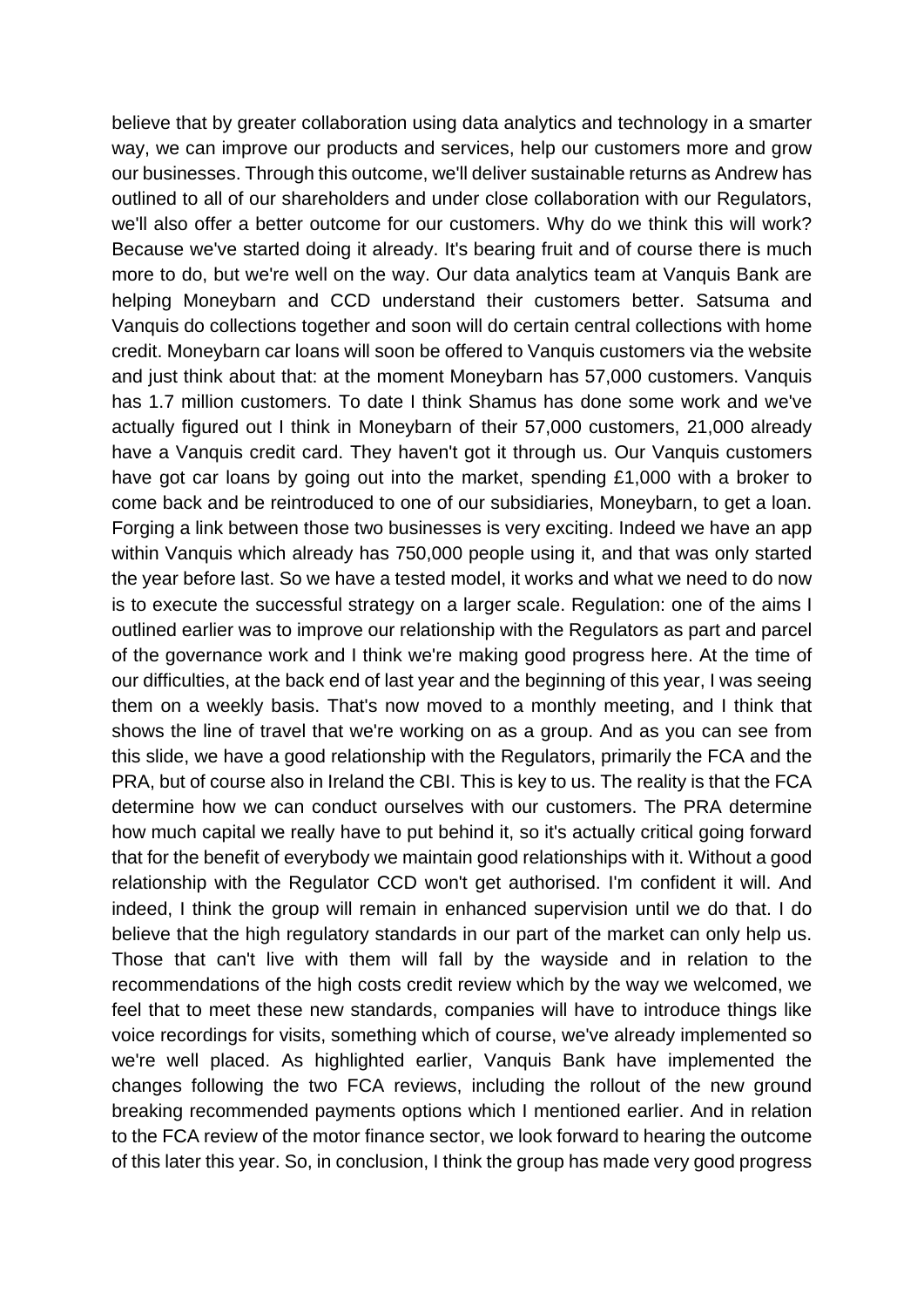believe that by greater collaboration using data analytics and technology in a smarter way, we can improve our products and services, help our customers more and grow our businesses. Through this outcome, we'll deliver sustainable returns as Andrew has outlined to all of our shareholders and under close collaboration with our Regulators, we'll also offer a better outcome for our customers. Why do we think this will work? Because we've started doing it already. It's bearing fruit and of course there is much more to do, but we're well on the way. Our data analytics team at Vanquis Bank are helping Moneybarn and CCD understand their customers better. Satsuma and Vanquis do collections together and soon will do certain central collections with home credit. Moneybarn car loans will soon be offered to Vanquis customers via the website and just think about that: at the moment Moneybarn has 57,000 customers. Vanquis has 1.7 million customers. To date I think Shamus has done some work and we've actually figured out I think in Moneybarn of their 57,000 customers, 21,000 already have a Vanquis credit card. They haven't got it through us. Our Vanquis customers have got car loans by going out into the market, spending £1,000 with a broker to come back and be reintroduced to one of our subsidiaries, Moneybarn, to get a loan. Forging a link between those two businesses is very exciting. Indeed we have an app within Vanquis which already has 750,000 people using it, and that was only started the year before last. So we have a tested model, it works and what we need to do now is to execute the successful strategy on a larger scale. Regulation: one of the aims I outlined earlier was to improve our relationship with the Regulators as part and parcel of the governance work and I think we're making good progress here. At the time of our difficulties, at the back end of last year and the beginning of this year, I was seeing them on a weekly basis. That's now moved to a monthly meeting, and I think that shows the line of travel that we're working on as a group. And as you can see from this slide, we have a good relationship with the Regulators, primarily the FCA and the PRA, but of course also in Ireland the CBI. This is key to us. The reality is that the FCA determine how we can conduct ourselves with our customers. The PRA determine how much capital we really have to put behind it, so it's actually critical going forward that for the benefit of everybody we maintain good relationships with it. Without a good relationship with the Regulator CCD won't get authorised. I'm confident it will. And indeed, I think the group will remain in enhanced supervision until we do that. I do believe that the high regulatory standards in our part of the market can only help us. Those that can't live with them will fall by the wayside and in relation to the recommendations of the high costs credit review which by the way we welcomed, we feel that to meet these new standards, companies will have to introduce things like voice recordings for visits, something which of course, we've already implemented so we're well placed. As highlighted earlier, Vanquis Bank have implemented the changes following the two FCA reviews, including the rollout of the new ground breaking recommended payments options which I mentioned earlier. And in relation to the FCA review of the motor finance sector, we look forward to hearing the outcome of this later this year. So, in conclusion, I think the group has made very good progress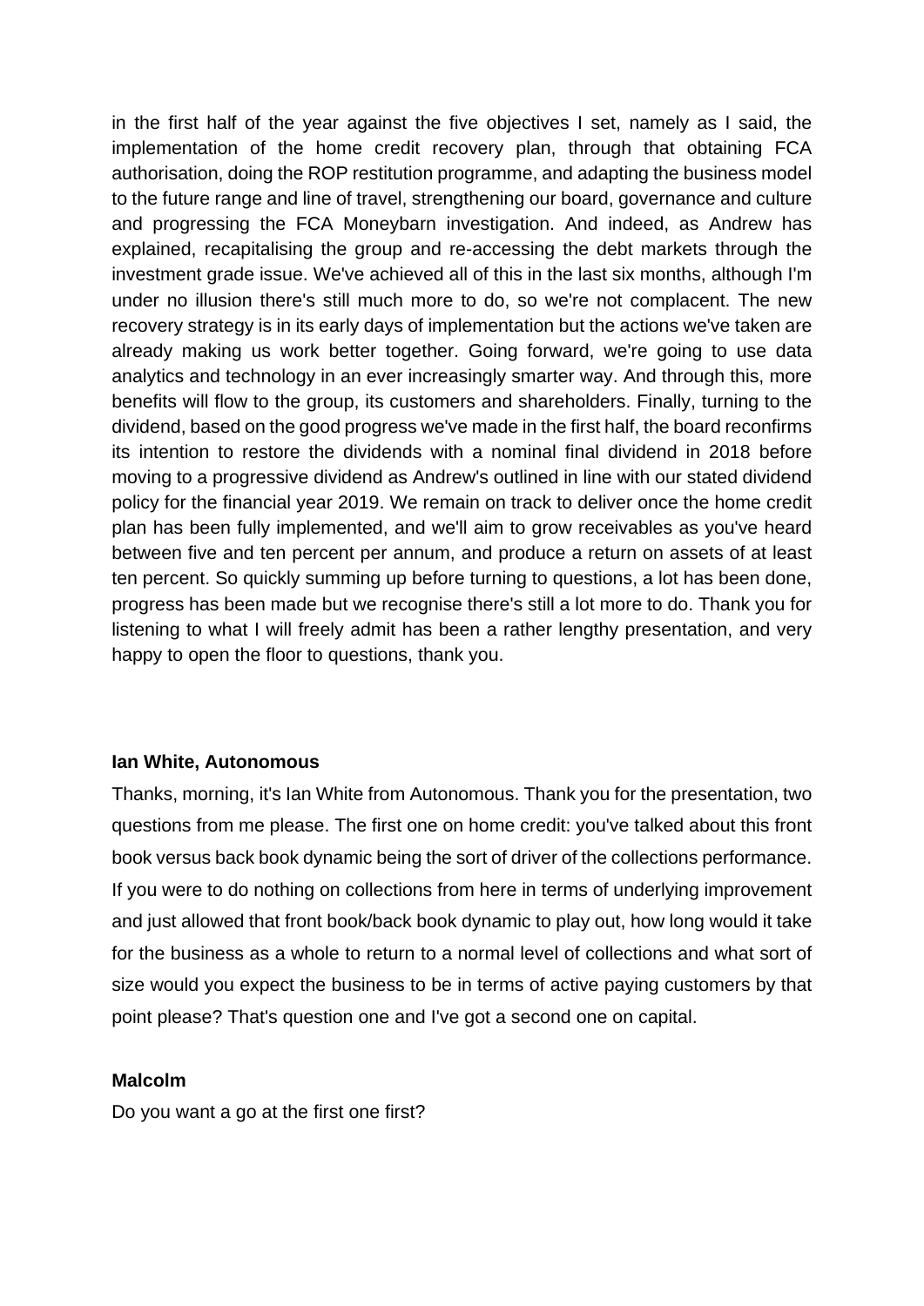in the first half of the year against the five objectives I set, namely as I said, the implementation of the home credit recovery plan, through that obtaining FCA authorisation, doing the ROP restitution programme, and adapting the business model to the future range and line of travel, strengthening our board, governance and culture and progressing the FCA Moneybarn investigation. And indeed, as Andrew has explained, recapitalising the group and re-accessing the debt markets through the investment grade issue. We've achieved all of this in the last six months, although I'm under no illusion there's still much more to do, so we're not complacent. The new recovery strategy is in its early days of implementation but the actions we've taken are already making us work better together. Going forward, we're going to use data analytics and technology in an ever increasingly smarter way. And through this, more benefits will flow to the group, its customers and shareholders. Finally, turning to the dividend, based on the good progress we've made in the first half, the board reconfirms its intention to restore the dividends with a nominal final dividend in 2018 before moving to a progressive dividend as Andrew's outlined in line with our stated dividend policy for the financial year 2019. We remain on track to deliver once the home credit plan has been fully implemented, and we'll aim to grow receivables as you've heard between five and ten percent per annum, and produce a return on assets of at least ten percent. So quickly summing up before turning to questions, a lot has been done, progress has been made but we recognise there's still a lot more to do. Thank you for listening to what I will freely admit has been a rather lengthy presentation, and very happy to open the floor to questions, thank you.

**Ian White, Autonomous**

Thanks, morning, it's Ian White from Autonomous. Thank you for the presentation, two questions from me please. The first one on home credit: you've talked about this front book versus back book dynamic being the sort of driver of the collections performance. If you were to do nothing on collections from here in terms of underlying improvement and just allowed that front book/back book dynamic to play out, how long would it take for the business as a whole to return to a normal level of collections and what sort of size would you expect the business to be in terms of active paying customers by that point please? That's question one and I've got a second one on capital.

**Malcolm**

Do you want a go at the first one first?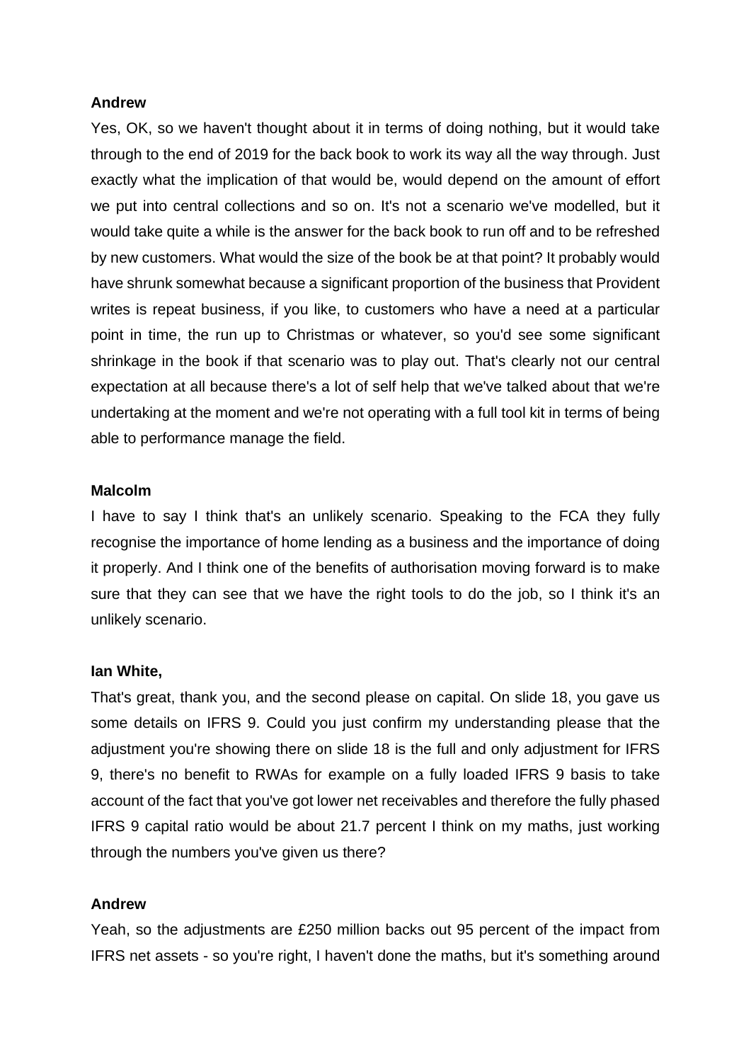**Andrew**

Yes, OK, so we haven't thought about it in terms of doing nothing, but it would take through to the end of 2019 for the back book to work its way all the way through. Just exactly what the implication of that would be, would depend on the amount of effort we put into central collections and so on. It's not a scenario we've modelled, but it would take quite a while is the answer for the back book to run off and to be refreshed by new customers. What would the size of the book be at that point? It probably would have shrunk somewhat because a significant proportion of the business that Provident writes is repeat business, if you like, to customers who have a need at a particular point in time, the run up to Christmas or whatever, so you'd see some significant shrinkage in the book if that scenario was to play out. That's clearly not our central expectation at all because there's a lot of self help that we've talked about that we're undertaking at the moment and we're not operating with a full tool kit in terms of being able to performance manage the field.

**Malcolm**

I have to say I think that's an unlikely scenario. Speaking to the FCA they fully recognise the importance of home lending as a business and the importance of doing it properly. And I think one of the benefits of authorisation moving forward is to make sure that they can see that we have the right tools to do the job, so I think it's an unlikely scenario.

**Ian White,**

That's great, thank you, and the second please on capital. On slide 18, you gave us some details on IFRS 9. Could you just confirm my understanding please that the adjustment you're showing there on slide 18 is the full and only adjustment for IFRS 9, there's no benefit to RWAs for example on a fully loaded IFRS 9 basis to take account of the fact that you've got lower net receivables and therefore the fully phased IFRS 9 capital ratio would be about 21.7 percent I think on my maths, just working through the numbers you've given us there?

**Andrew**

Yeah, so the adjustments are £250 million backs out 95 percent of the impact from IFRS net assets - so you're right, I haven't done the maths, but it's something around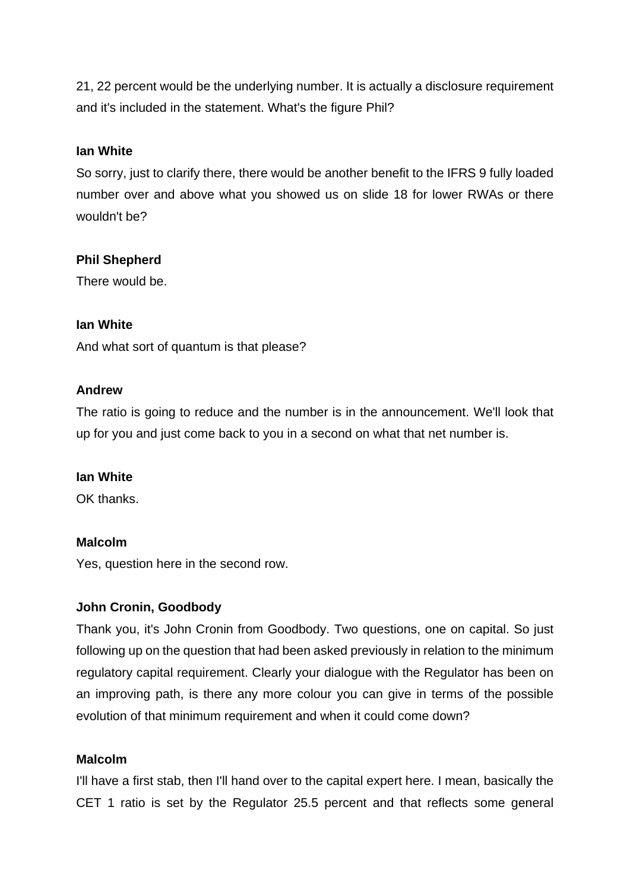21, 22 percent would be the underlying number. It is actually a disclosure requirement and it's included in the statement. What's the figure Phil?

**Ian White**

So sorry, just to clarify there, there would be another benefit to the IFRS 9 fully loaded number over and above what you showed us on slide 18 for lower RWAs or there wouldn't be?

**Phil Shepherd**

There would be.

**Ian White**

And what sort of quantum is that please?

**Andrew**

The ratio is going to reduce and the number is in the announcement. We'll look that up for you and just come back to you in a second on what that net number is.

**Ian White**

OK thanks.

**Malcolm**

Yes, question here in the second row.

**John Cronin, Goodbody**

Thank you, it's John Cronin from Goodbody. Two questions, one on capital. So just following up on the question that had been asked previously in relation to the minimum regulatory capital requirement. Clearly your dialogue with the Regulator has been on an improving path, is there any more colour you can give in terms of the possible evolution of that minimum requirement and when it could come down?

**Malcolm**

I'll have a first stab, then I'll hand over to the capital expert here. I mean, basically the CET 1 ratio is set by the Regulator 25.5 percent and that reflects some general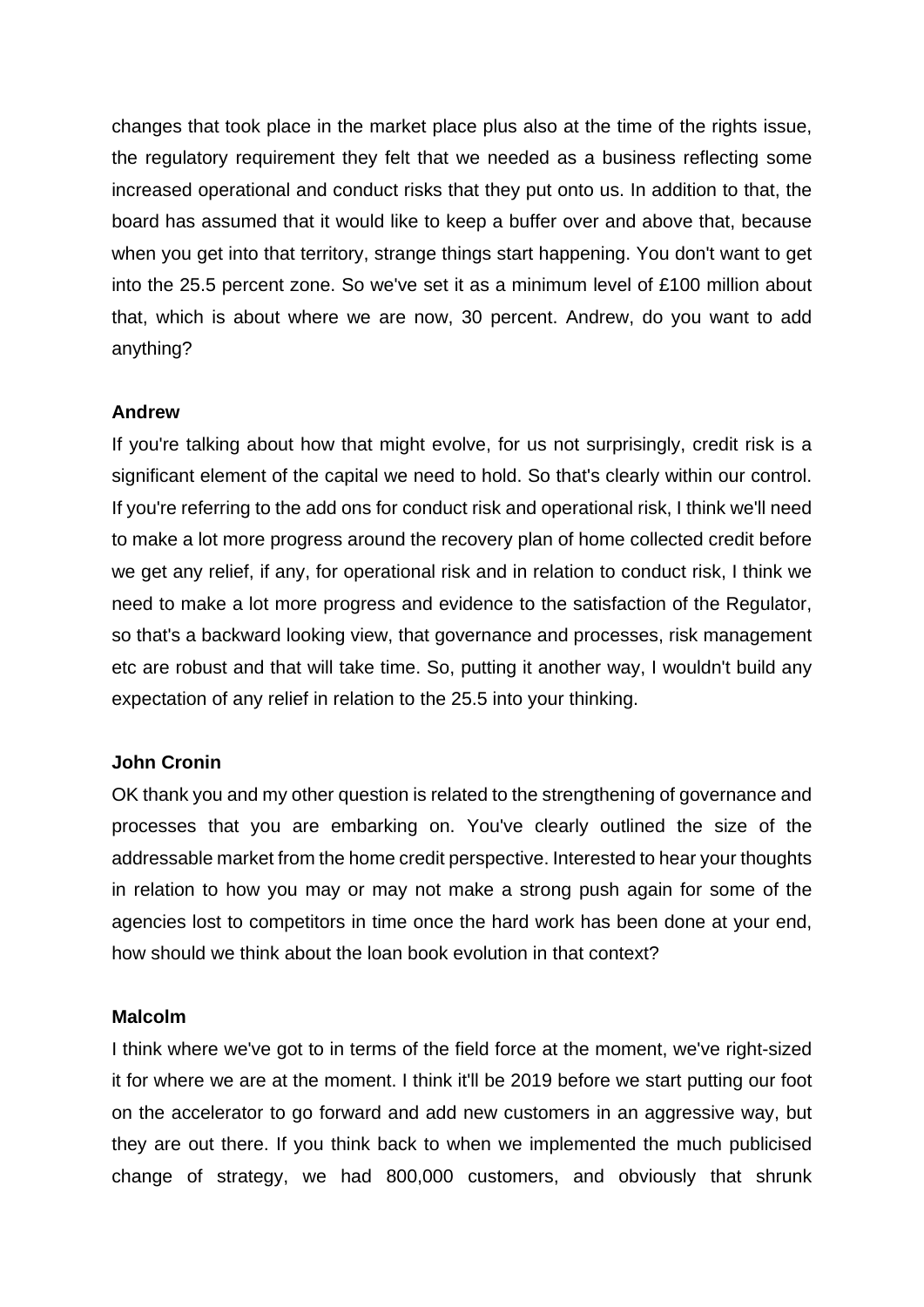changes that took place in the market place plus also at the time of the rights issue, the regulatory requirement they felt that we needed as a business reflecting some increased operational and conduct risks that they put onto us. In addition to that, the board has assumed that it would like to keep a buffer over and above that, because when you get into that territory, strange things start happening. You don't want to get into the 25.5 percent zone. So we've set it as a minimum level of £100 million about that, which is about where we are now, 30 percent. Andrew, do you want to add anything?

**Andrew**

If you're talking about how that might evolve, for us not surprisingly, credit risk is a significant element of the capital we need to hold. So that's clearly within our control. If you're referring to the add ons for conduct risk and operational risk, I think we'll need to make a lot more progress around the recovery plan of home collected credit before we get any relief, if any, for operational risk and in relation to conduct risk, I think we need to make a lot more progress and evidence to the satisfaction of the Regulator, so that's a backward looking view, that governance and processes, risk management etc are robust and that will take time. So, putting it another way, I wouldn't build any expectation of any relief in relation to the 25.5 into your thinking.

**John Cronin**

OK thank you and my other question is related to the strengthening of governance and processes that you are embarking on. You've clearly outlined the size of the addressable market from the home credit perspective. Interested to hear your thoughts in relation to how you may or may not make a strong push again for some of the agencies lost to competitors in time once the hard work has been done at your end, how should we think about the loan book evolution in that context?

**Malcolm**

I think where we've got to in terms of the field force at the moment, we've right-sized it for where we are at the moment. I think it'll be 2019 before we start putting our foot on the accelerator to go forward and add new customers in an aggressive way, but they are out there. If you think back to when we implemented the much publicised change of strategy, we had 800,000 customers, and obviously that shrunk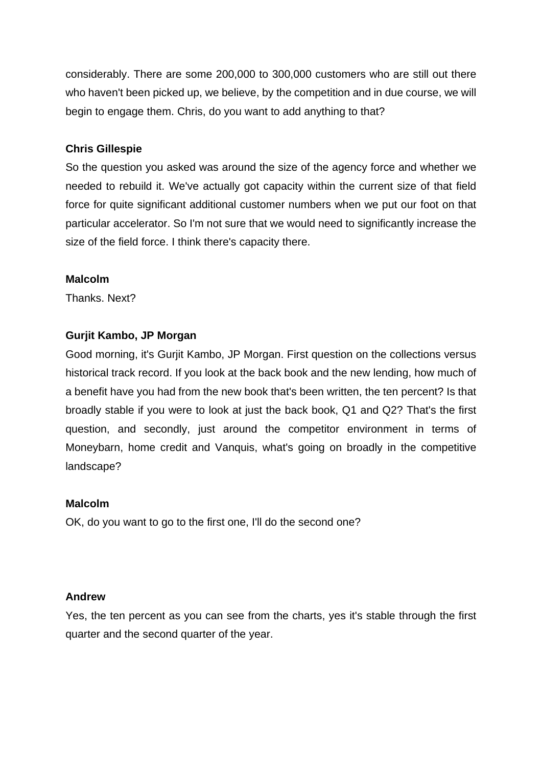considerably. There are some 200,000 to 300,000 customers who are still out there who haven't been picked up, we believe, by the competition and in due course, we will begin to engage them. Chris, do you want to add anything to that?

**Chris Gillespie**

So the question you asked was around the size of the agency force and whether we needed to rebuild it. We've actually got capacity within the current size of that field force for quite significant additional customer numbers when we put our foot on that particular accelerator. So I'm not sure that we would need to significantly increase the size of the field force. I think there's capacity there.

**Malcolm**

Thanks. Next?

**Gurjit Kambo, JP Morgan**

Good morning, it's Gurjit Kambo, JP Morgan. First question on the collections versus historical track record. If you look at the back book and the new lending, how much of a benefit have you had from the new book that's been written, the ten percent? Is that broadly stable if you were to look at just the back book, Q1 and Q2? That's the first question, and secondly, just around the competitor environment in terms of Moneybarn, home credit and Vanquis, what's going on broadly in the competitive landscape?

**Malcolm**

OK, do you want to go to the first one, I'll do the second one?

**Andrew**

Yes, the ten percent as you can see from the charts, yes it's stable through the first quarter and the second quarter of the year.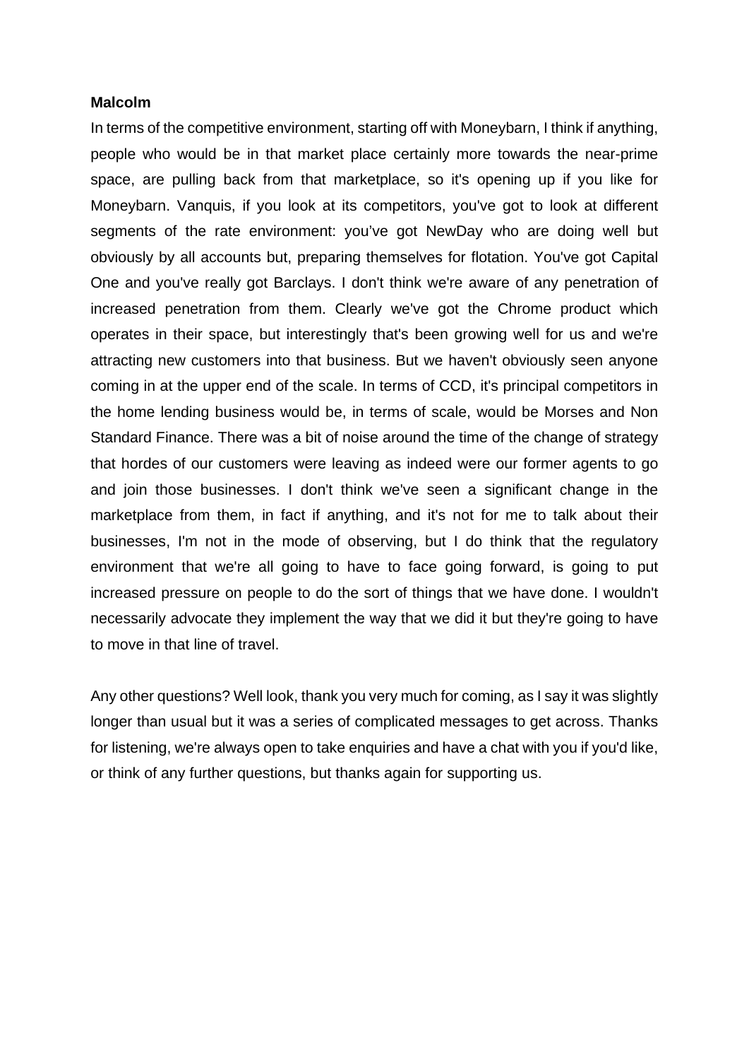**Malcolm**

In terms of the competitive environment, starting off with Moneybarn, I think if anything, people who would be in that market place certainly more towards the near-prime space, are pulling back from that marketplace, so it's opening up if you like for Moneybarn. Vanquis, if you look at its competitors, you've got to look at different segments of the rate environment: you've got NewDay who are doing well but obviously by all accounts but, preparing themselves for flotation. You've got Capital One and you've really got Barclays. I don't think we're aware of any penetration of increased penetration from them. Clearly we've got the Chrome product which operates in their space, but interestingly that's been growing well for us and we're attracting new customers into that business. But we haven't obviously seen anyone coming in at the upper end of the scale. In terms of CCD, it's principal competitors in the home lending business would be, in terms of scale, would be Morses and Non Standard Finance. There was a bit of noise around the time of the change of strategy that hordes of our customers were leaving as indeed were our former agents to go and join those businesses. I don't think we've seen a significant change in the marketplace from them, in fact if anything, and it's not for me to talk about their businesses, I'm not in the mode of observing, but I do think that the regulatory environment that we're all going to have to face going forward, is going to put increased pressure on people to do the sort of things that we have done. I wouldn't necessarily advocate they implement the way that we did it but they're going to have to move in that line of travel.

Any other questions? Well look, thank you very much for coming, as I say it was slightly longer than usual but it was a series of complicated messages to get across. Thanks for listening, we're always open to take enquiries and have a chat with you if you'd like, or think of any further questions, but thanks again for supporting us.